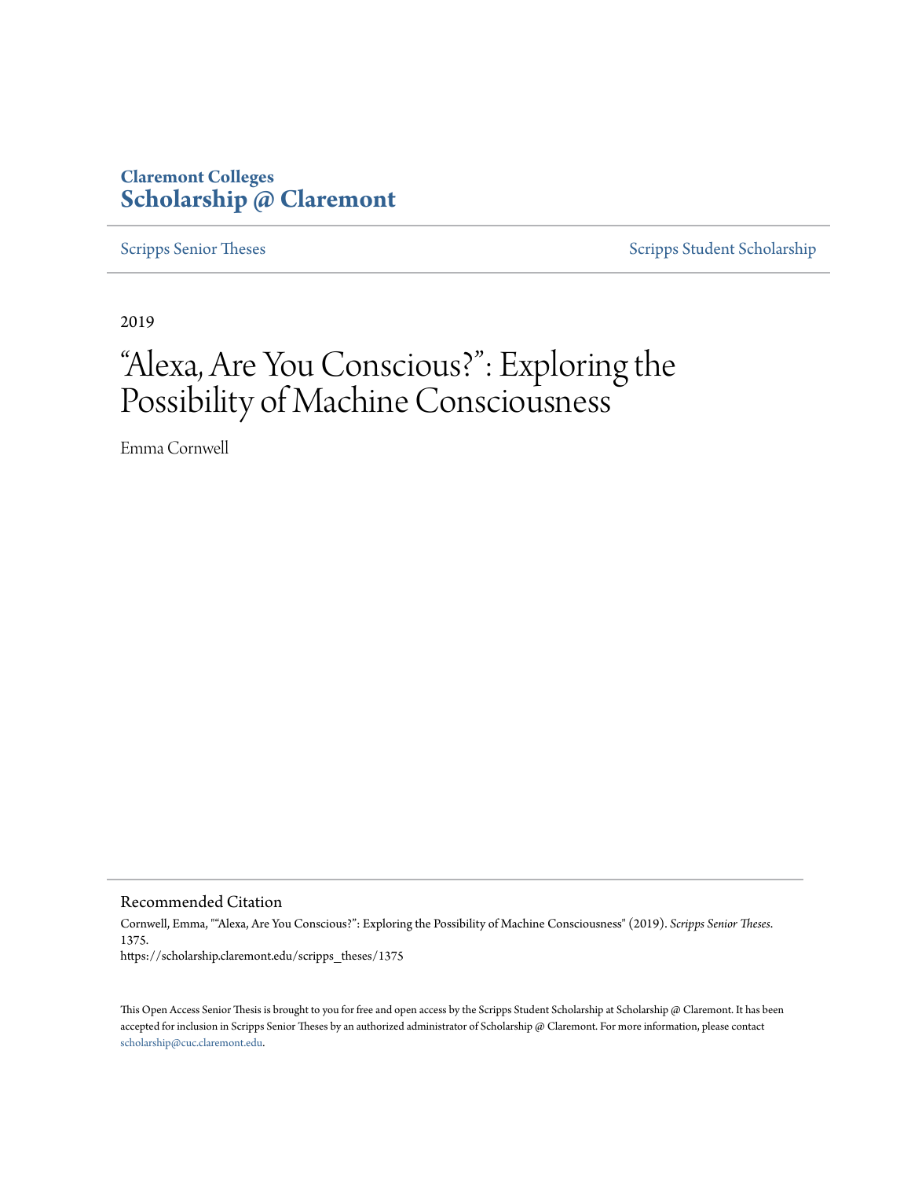**Claremont Colleges**
**Scholarship @ Claremont**

Scripps Senior Theses | Scripps Student Scholarship

2019

# "Alexa, Are You Conscious?": Exploring the Possibility of Machine Consciousness

Emma Cornwell

## Recommended Citation

Cornwell, Emma, ""Alexa, Are You Conscious?": Exploring the Possibility of Machine Consciousness" (2019). *Scripps Senior Theses*. 1375.
https://scholarship.claremont.edu/scripps_theses/1375

This Open Access Senior Thesis is brought to you for free and open access by the Scripps Student Scholarship at Scholarship @ Claremont. It has been accepted for inclusion in Scripps Senior Theses by an authorized administrator of Scholarship @ Claremont. For more information, please contact scholarship@cuc.claremont.edu.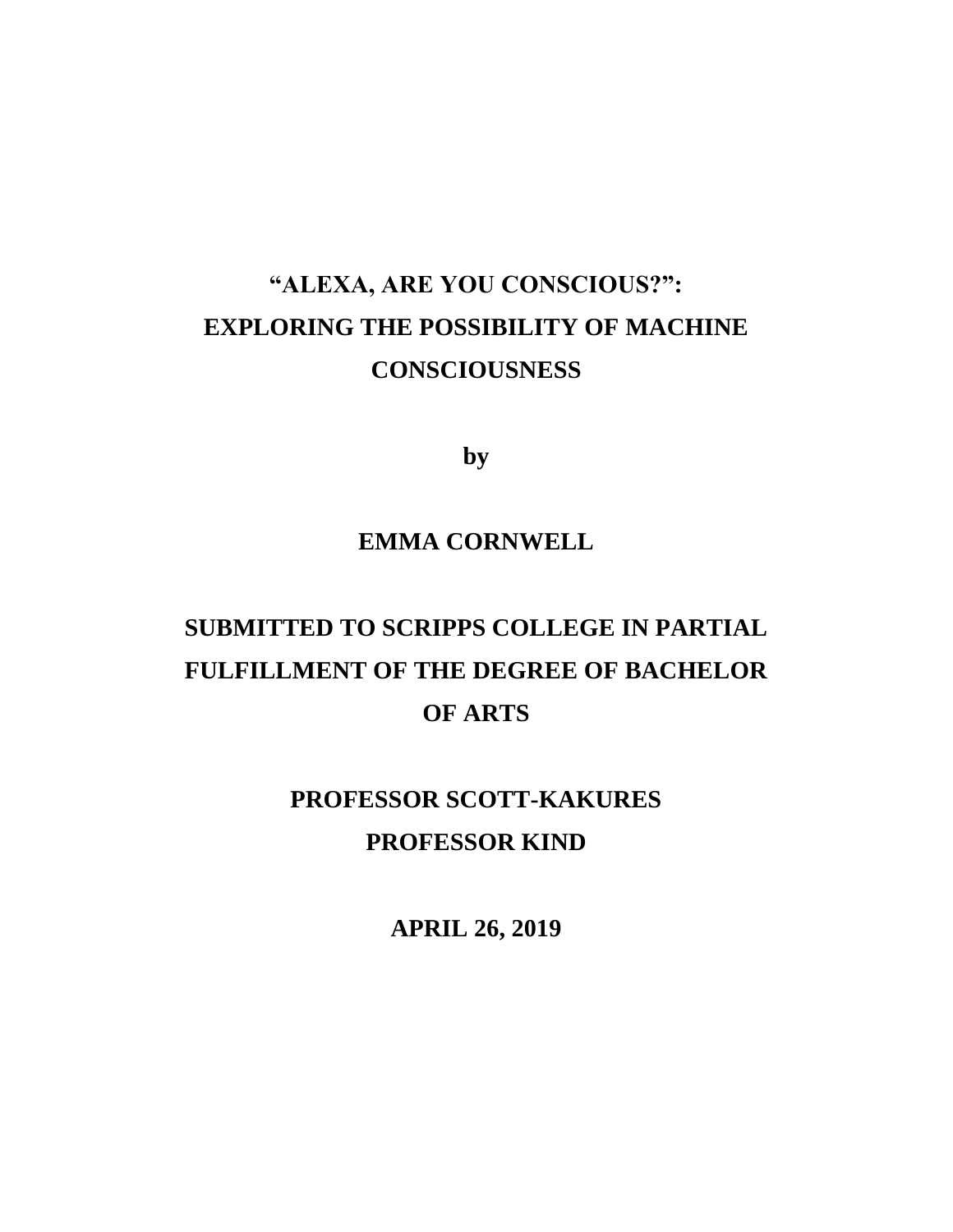# "ALEXA, ARE YOU CONSCIOUS?": EXPLORING THE POSSIBILITY OF MACHINE CONSCIOUSNESS

**by**

**EMMA CORNWELL**

**SUBMITTED TO SCRIPPS COLLEGE IN PARTIAL FULFILLMENT OF THE DEGREE OF BACHELOR OF ARTS**

**PROFESSOR SCOTT-KAKURES**
**PROFESSOR KIND**

**APRIL 26, 2019**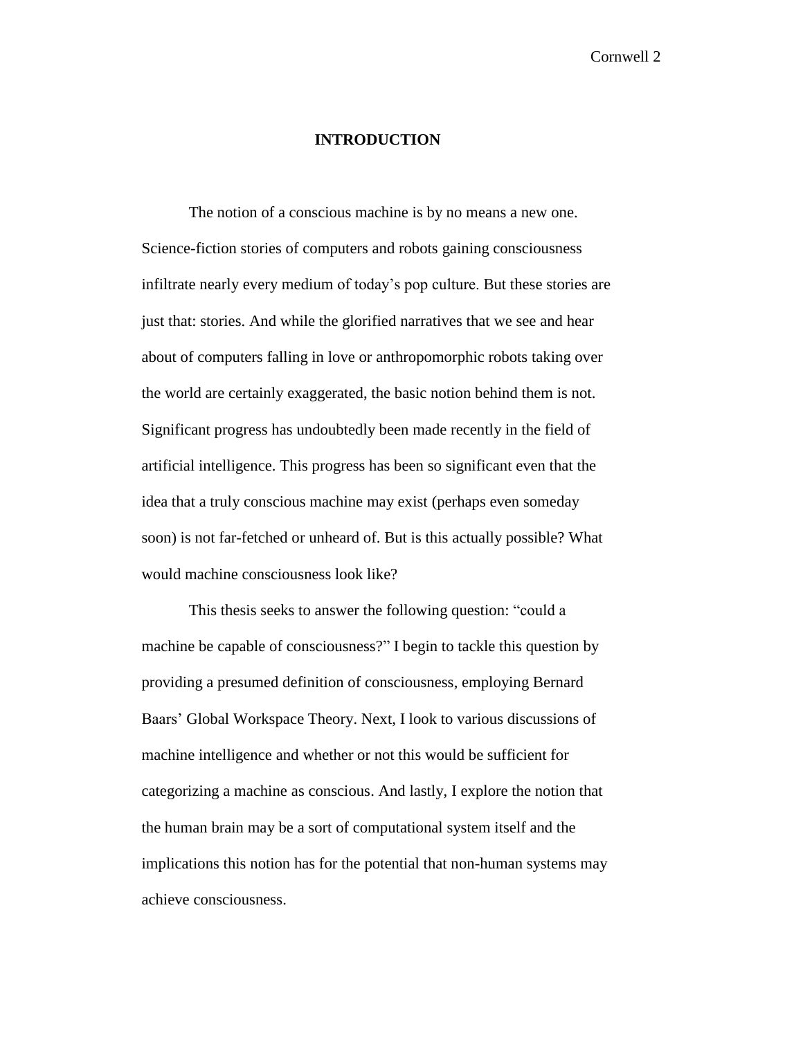# INTRODUCTION

The notion of a conscious machine is by no means a new one. Science-fiction stories of computers and robots gaining consciousness infiltrate nearly every medium of today's pop culture. But these stories are just that: stories. And while the glorified narratives that we see and hear about of computers falling in love or anthropomorphic robots taking over the world are certainly exaggerated, the basic notion behind them is not. Significant progress has undoubtedly been made recently in the field of artificial intelligence. This progress has been so significant even that the idea that a truly conscious machine may exist (perhaps even someday soon) is not far-fetched or unheard of. But is this actually possible? What would machine consciousness look like?

This thesis seeks to answer the following question: "could a machine be capable of consciousness?" I begin to tackle this question by providing a presumed definition of consciousness, employing Bernard Baars' Global Workspace Theory. Next, I look to various discussions of machine intelligence and whether or not this would be sufficient for categorizing a machine as conscious. And lastly, I explore the notion that the human brain may be a sort of computational system itself and the implications this notion has for the potential that non-human systems may achieve consciousness.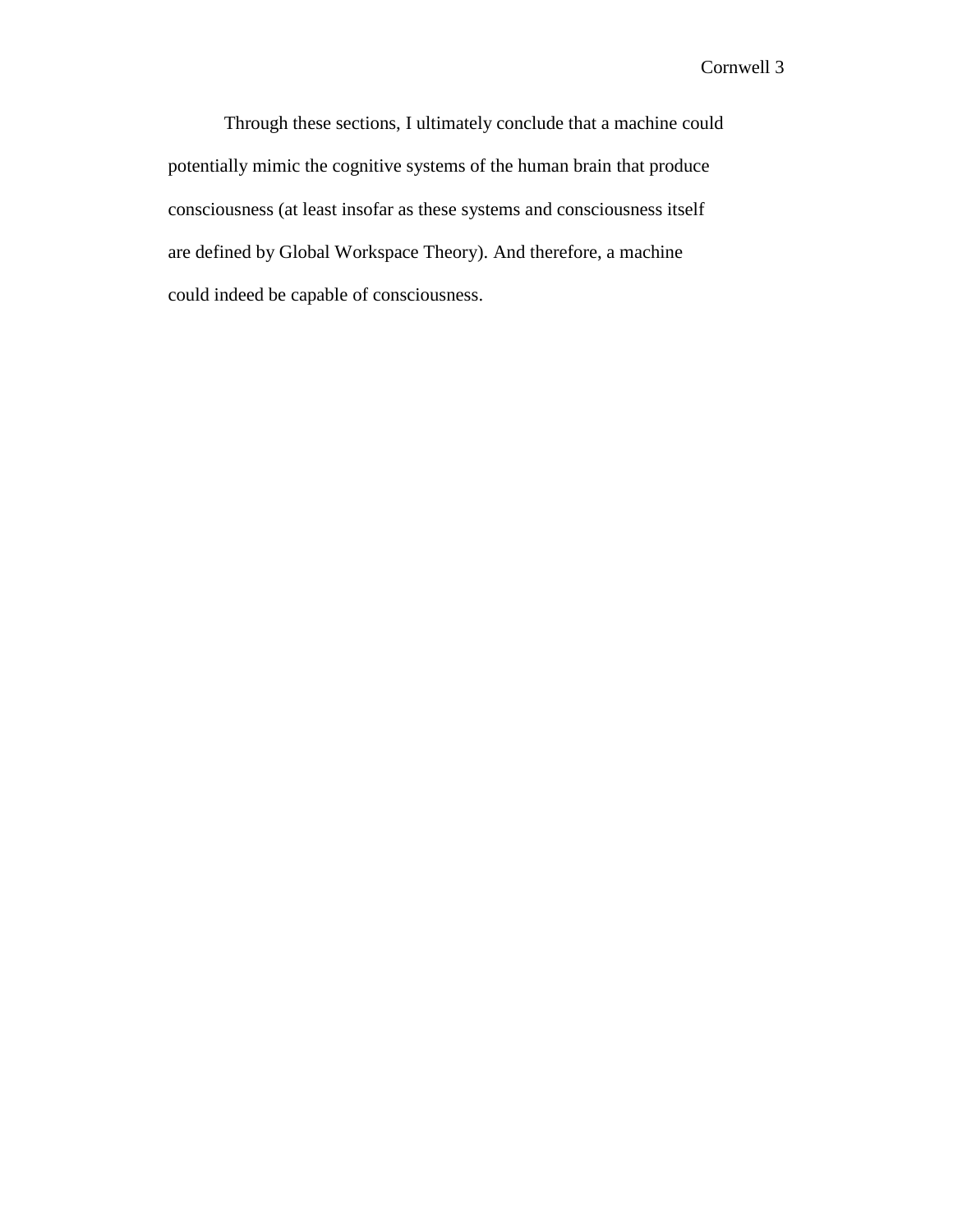Through these sections, I ultimately conclude that a machine could potentially mimic the cognitive systems of the human brain that produce consciousness (at least insofar as these systems and consciousness itself are defined by Global Workspace Theory). And therefore, a machine could indeed be capable of consciousness.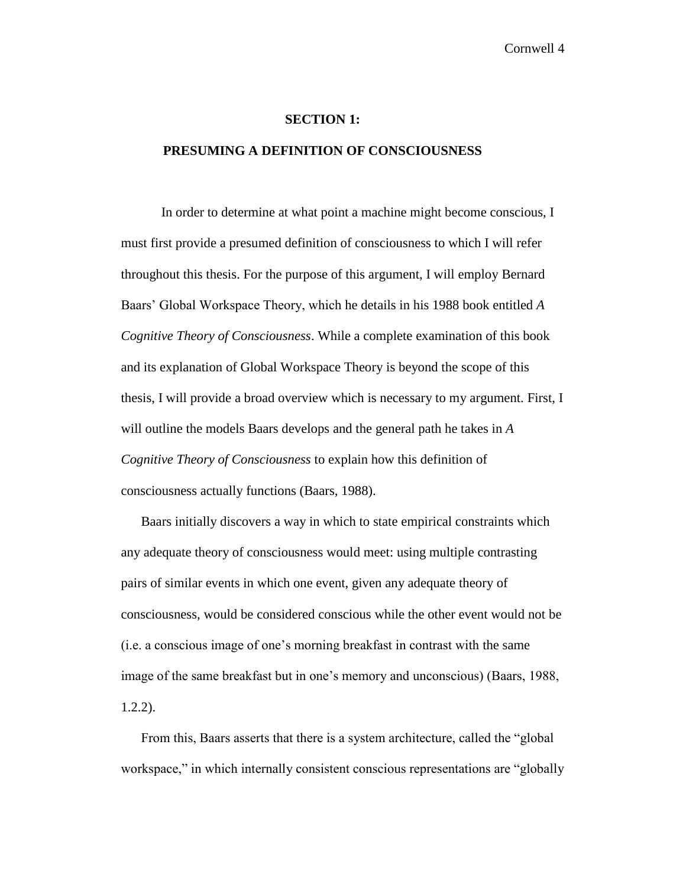## SECTION 1:

## PRESUMING A DEFINITION OF CONSCIOUSNESS

In order to determine at what point a machine might become conscious, I must first provide a presumed definition of consciousness to which I will refer throughout this thesis. For the purpose of this argument, I will employ Bernard Baars' Global Workspace Theory, which he details in his 1988 book entitled *A Cognitive Theory of Consciousness*. While a complete examination of this book and its explanation of Global Workspace Theory is beyond the scope of this thesis, I will provide a broad overview which is necessary to my argument. First, I will outline the models Baars develops and the general path he takes in *A Cognitive Theory of Consciousness* to explain how this definition of consciousness actually functions (Baars, 1988).

Baars initially discovers a way in which to state empirical constraints which any adequate theory of consciousness would meet: using multiple contrasting pairs of similar events in which one event, given any adequate theory of consciousness, would be considered conscious while the other event would not be (i.e. a conscious image of one's morning breakfast in contrast with the same image of the same breakfast but in one's memory and unconscious) (Baars, 1988, 1.2.2).

From this, Baars asserts that there is a system architecture, called the "global workspace," in which internally consistent conscious representations are "globally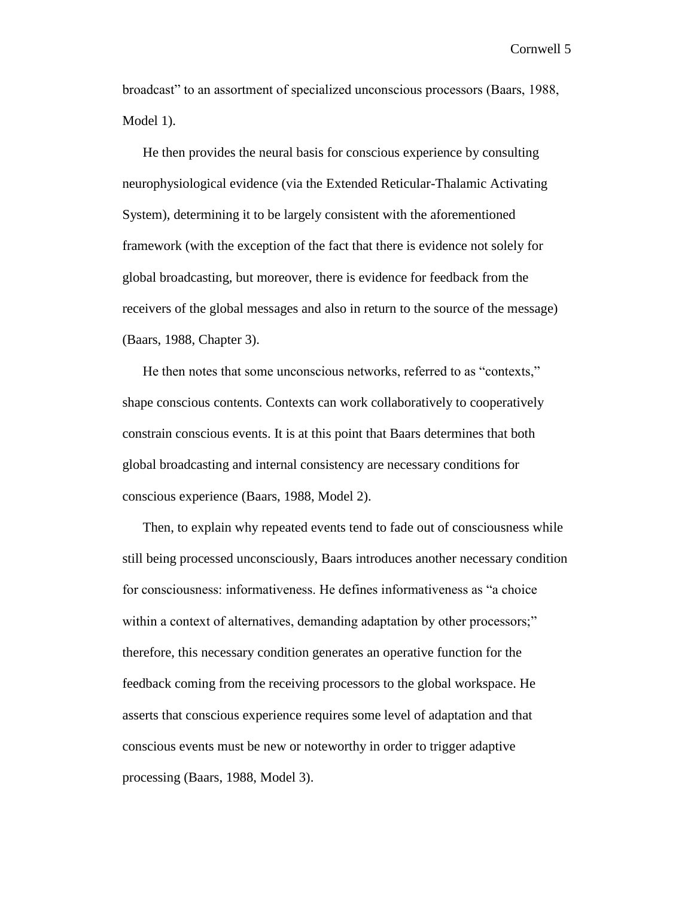broadcast" to an assortment of specialized unconscious processors (Baars, 1988, Model 1).

He then provides the neural basis for conscious experience by consulting neurophysiological evidence (via the Extended Reticular-Thalamic Activating System), determining it to be largely consistent with the aforementioned framework (with the exception of the fact that there is evidence not solely for global broadcasting, but moreover, there is evidence for feedback from the receivers of the global messages and also in return to the source of the message) (Baars, 1988, Chapter 3).

He then notes that some unconscious networks, referred to as "contexts," shape conscious contents. Contexts can work collaboratively to cooperatively constrain conscious events. It is at this point that Baars determines that both global broadcasting and internal consistency are necessary conditions for conscious experience (Baars, 1988, Model 2).

Then, to explain why repeated events tend to fade out of consciousness while still being processed unconsciously, Baars introduces another necessary condition for consciousness: informativeness. He defines informativeness as "a choice within a context of alternatives, demanding adaptation by other processors;" therefore, this necessary condition generates an operative function for the feedback coming from the receiving processors to the global workspace. He asserts that conscious experience requires some level of adaptation and that conscious events must be new or noteworthy in order to trigger adaptive processing (Baars, 1988, Model 3).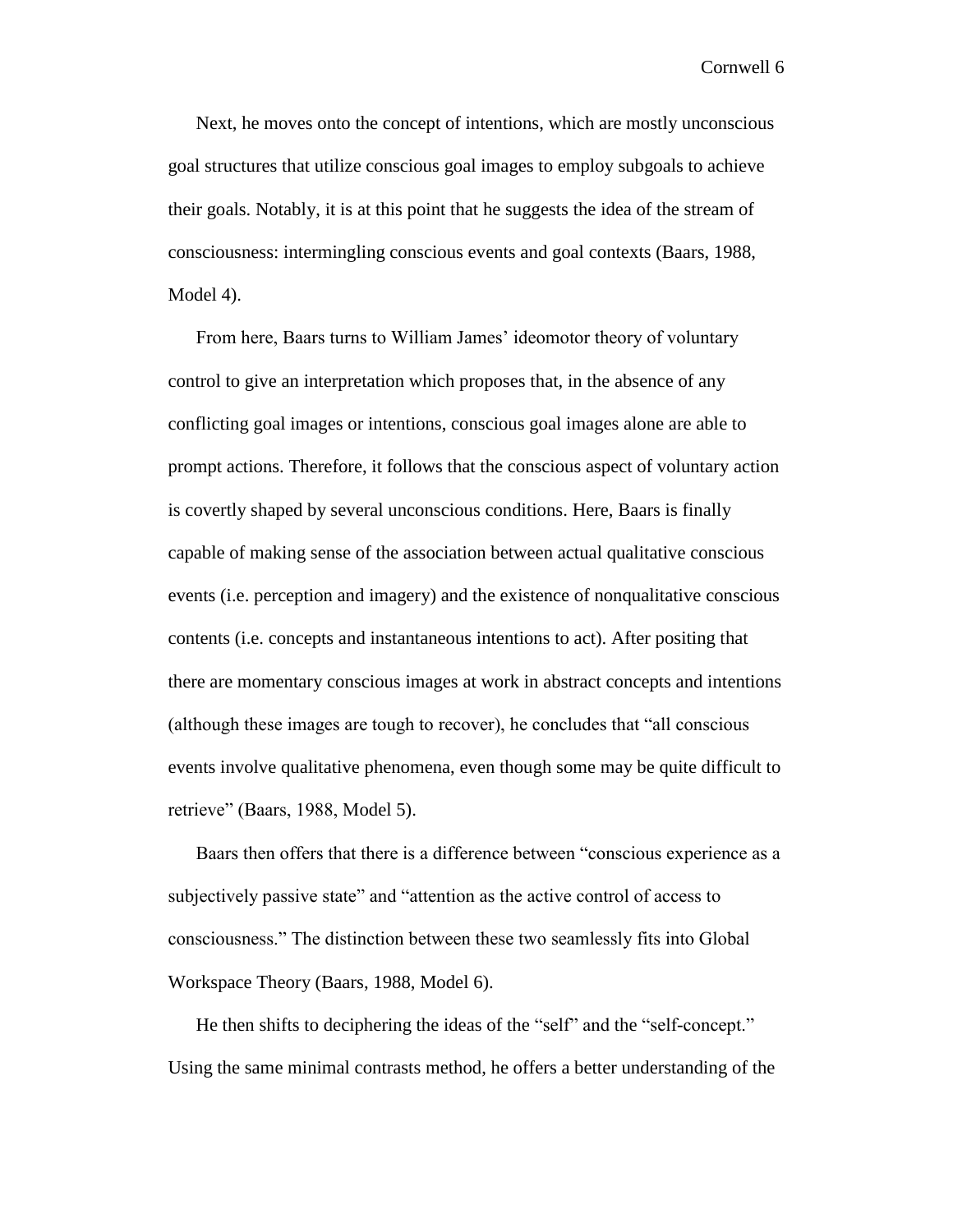Next, he moves onto the concept of intentions, which are mostly unconscious goal structures that utilize conscious goal images to employ subgoals to achieve their goals. Notably, it is at this point that he suggests the idea of the stream of consciousness: intermingling conscious events and goal contexts (Baars, 1988, Model 4).

From here, Baars turns to William James' ideomotor theory of voluntary control to give an interpretation which proposes that, in the absence of any conflicting goal images or intentions, conscious goal images alone are able to prompt actions. Therefore, it follows that the conscious aspect of voluntary action is covertly shaped by several unconscious conditions. Here, Baars is finally capable of making sense of the association between actual qualitative conscious events (i.e. perception and imagery) and the existence of nonqualitative conscious contents (i.e. concepts and instantaneous intentions to act). After positing that there are momentary conscious images at work in abstract concepts and intentions (although these images are tough to recover), he concludes that "all conscious events involve qualitative phenomena, even though some may be quite difficult to retrieve" (Baars, 1988, Model 5).

Baars then offers that there is a difference between "conscious experience as a subjectively passive state" and "attention as the active control of access to consciousness." The distinction between these two seamlessly fits into Global Workspace Theory (Baars, 1988, Model 6).

He then shifts to deciphering the ideas of the "self" and the "self-concept." Using the same minimal contrasts method, he offers a better understanding of the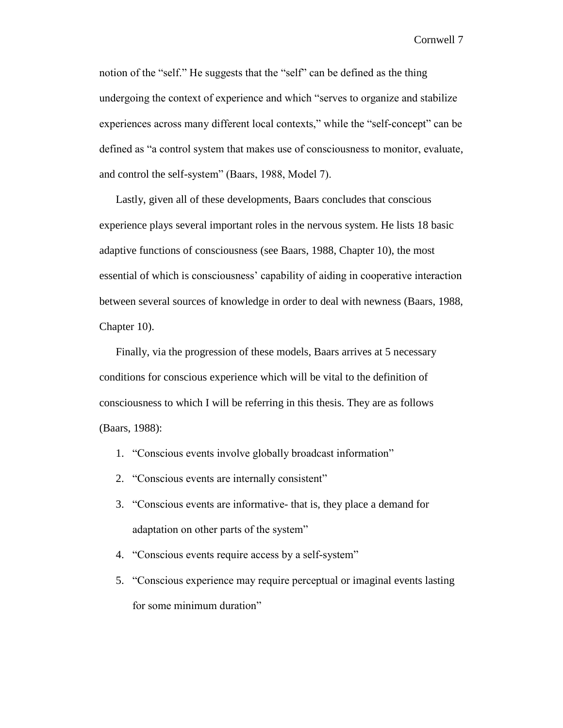notion of the "self." He suggests that the "self" can be defined as the thing undergoing the context of experience and which "serves to organize and stabilize experiences across many different local contexts," while the "self-concept" can be defined as "a control system that makes use of consciousness to monitor, evaluate, and control the self-system" (Baars, 1988, Model 7).

Lastly, given all of these developments, Baars concludes that conscious experience plays several important roles in the nervous system. He lists 18 basic adaptive functions of consciousness (see Baars, 1988, Chapter 10), the most essential of which is consciousness' capability of aiding in cooperative interaction between several sources of knowledge in order to deal with newness (Baars, 1988, Chapter 10).

Finally, via the progression of these models, Baars arrives at 5 necessary conditions for conscious experience which will be vital to the definition of consciousness to which I will be referring in this thesis. They are as follows (Baars, 1988):

1. "Conscious events involve globally broadcast information"
2. "Conscious events are internally consistent"
3. "Conscious events are informative- that is, they place a demand for adaptation on other parts of the system"
4. "Conscious events require access by a self-system"
5. "Conscious experience may require perceptual or imaginal events lasting for some minimum duration"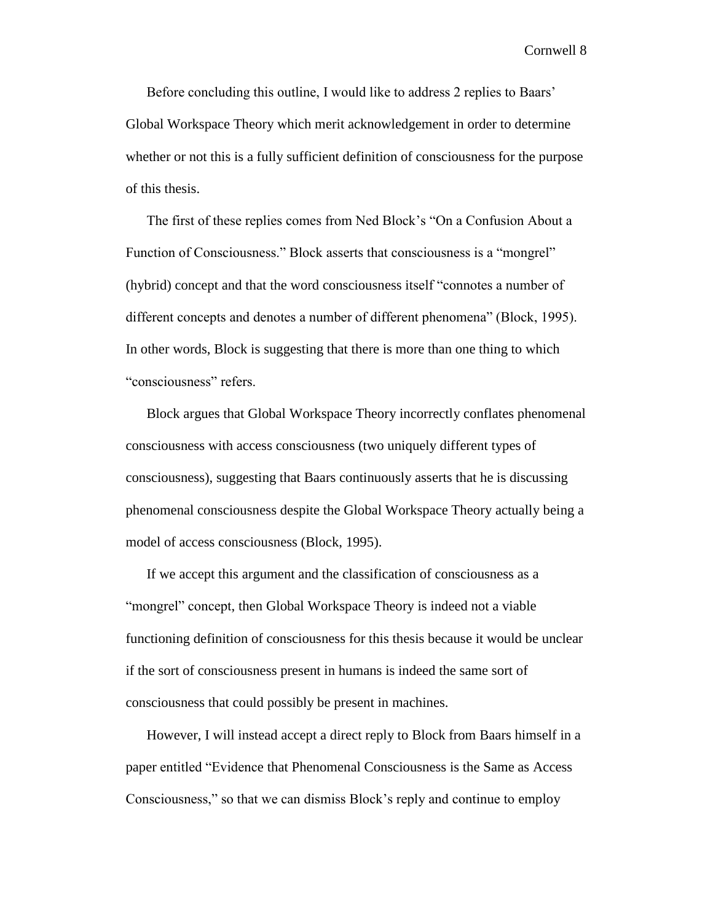Before concluding this outline, I would like to address 2 replies to Baars' Global Workspace Theory which merit acknowledgement in order to determine whether or not this is a fully sufficient definition of consciousness for the purpose of this thesis.

The first of these replies comes from Ned Block's "On a Confusion About a Function of Consciousness." Block asserts that consciousness is a "mongrel" (hybrid) concept and that the word consciousness itself "connotes a number of different concepts and denotes a number of different phenomena" (Block, 1995). In other words, Block is suggesting that there is more than one thing to which "consciousness" refers.

Block argues that Global Workspace Theory incorrectly conflates phenomenal consciousness with access consciousness (two uniquely different types of consciousness), suggesting that Baars continuously asserts that he is discussing phenomenal consciousness despite the Global Workspace Theory actually being a model of access consciousness (Block, 1995).

If we accept this argument and the classification of consciousness as a "mongrel" concept, then Global Workspace Theory is indeed not a viable functioning definition of consciousness for this thesis because it would be unclear if the sort of consciousness present in humans is indeed the same sort of consciousness that could possibly be present in machines.

However, I will instead accept a direct reply to Block from Baars himself in a paper entitled "Evidence that Phenomenal Consciousness is the Same as Access Consciousness," so that we can dismiss Block's reply and continue to employ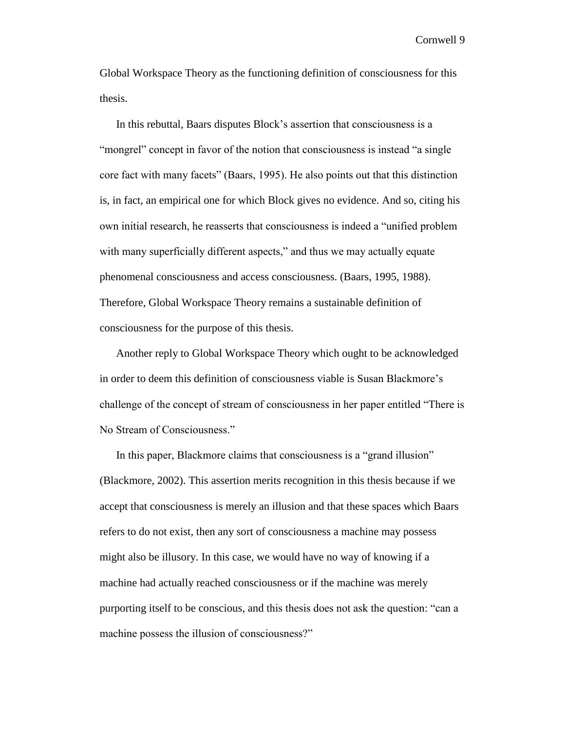Global Workspace Theory as the functioning definition of consciousness for this thesis.

In this rebuttal, Baars disputes Block's assertion that consciousness is a "mongrel" concept in favor of the notion that consciousness is instead "a single core fact with many facets" (Baars, 1995). He also points out that this distinction is, in fact, an empirical one for which Block gives no evidence. And so, citing his own initial research, he reasserts that consciousness is indeed a "unified problem with many superficially different aspects," and thus we may actually equate phenomenal consciousness and access consciousness. (Baars, 1995, 1988). Therefore, Global Workspace Theory remains a sustainable definition of consciousness for the purpose of this thesis.

Another reply to Global Workspace Theory which ought to be acknowledged in order to deem this definition of consciousness viable is Susan Blackmore's challenge of the concept of stream of consciousness in her paper entitled "There is No Stream of Consciousness."

In this paper, Blackmore claims that consciousness is a "grand illusion" (Blackmore, 2002). This assertion merits recognition in this thesis because if we accept that consciousness is merely an illusion and that these spaces which Baars refers to do not exist, then any sort of consciousness a machine may possess might also be illusory. In this case, we would have no way of knowing if a machine had actually reached consciousness or if the machine was merely purporting itself to be conscious, and this thesis does not ask the question: "can a machine possess the illusion of consciousness?"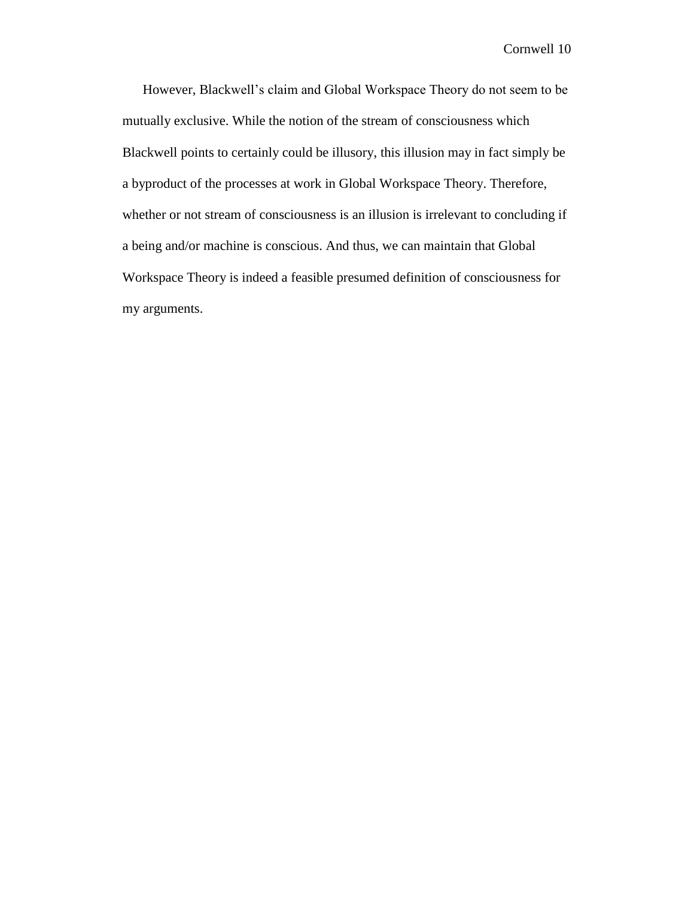However, Blackwell's claim and Global Workspace Theory do not seem to be mutually exclusive. While the notion of the stream of consciousness which Blackwell points to certainly could be illusory, this illusion may in fact simply be a byproduct of the processes at work in Global Workspace Theory. Therefore, whether or not stream of consciousness is an illusion is irrelevant to concluding if a being and/or machine is conscious. And thus, we can maintain that Global Workspace Theory is indeed a feasible presumed definition of consciousness for my arguments.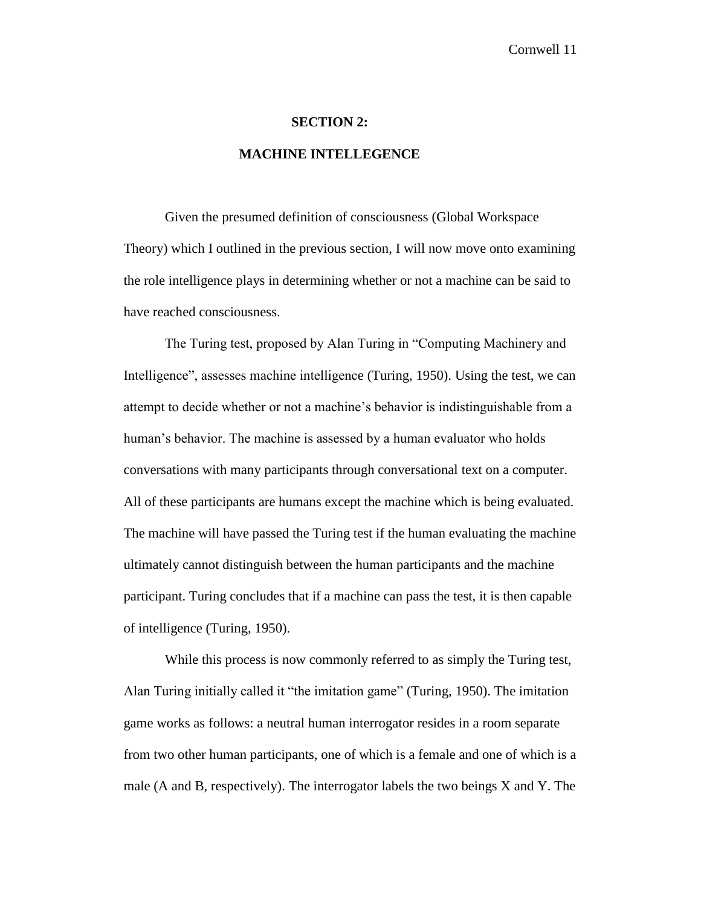## SECTION 2:

## MACHINE INTELLEGENCE

Given the presumed definition of consciousness (Global Workspace Theory) which I outlined in the previous section, I will now move onto examining the role intelligence plays in determining whether or not a machine can be said to have reached consciousness.

The Turing test, proposed by Alan Turing in "Computing Machinery and Intelligence", assesses machine intelligence (Turing, 1950). Using the test, we can attempt to decide whether or not a machine's behavior is indistinguishable from a human's behavior. The machine is assessed by a human evaluator who holds conversations with many participants through conversational text on a computer. All of these participants are humans except the machine which is being evaluated. The machine will have passed the Turing test if the human evaluating the machine ultimately cannot distinguish between the human participants and the machine participant. Turing concludes that if a machine can pass the test, it is then capable of intelligence (Turing, 1950).

While this process is now commonly referred to as simply the Turing test, Alan Turing initially called it "the imitation game" (Turing, 1950). The imitation game works as follows: a neutral human interrogator resides in a room separate from two other human participants, one of which is a female and one of which is a male (A and B, respectively). The interrogator labels the two beings X and Y. The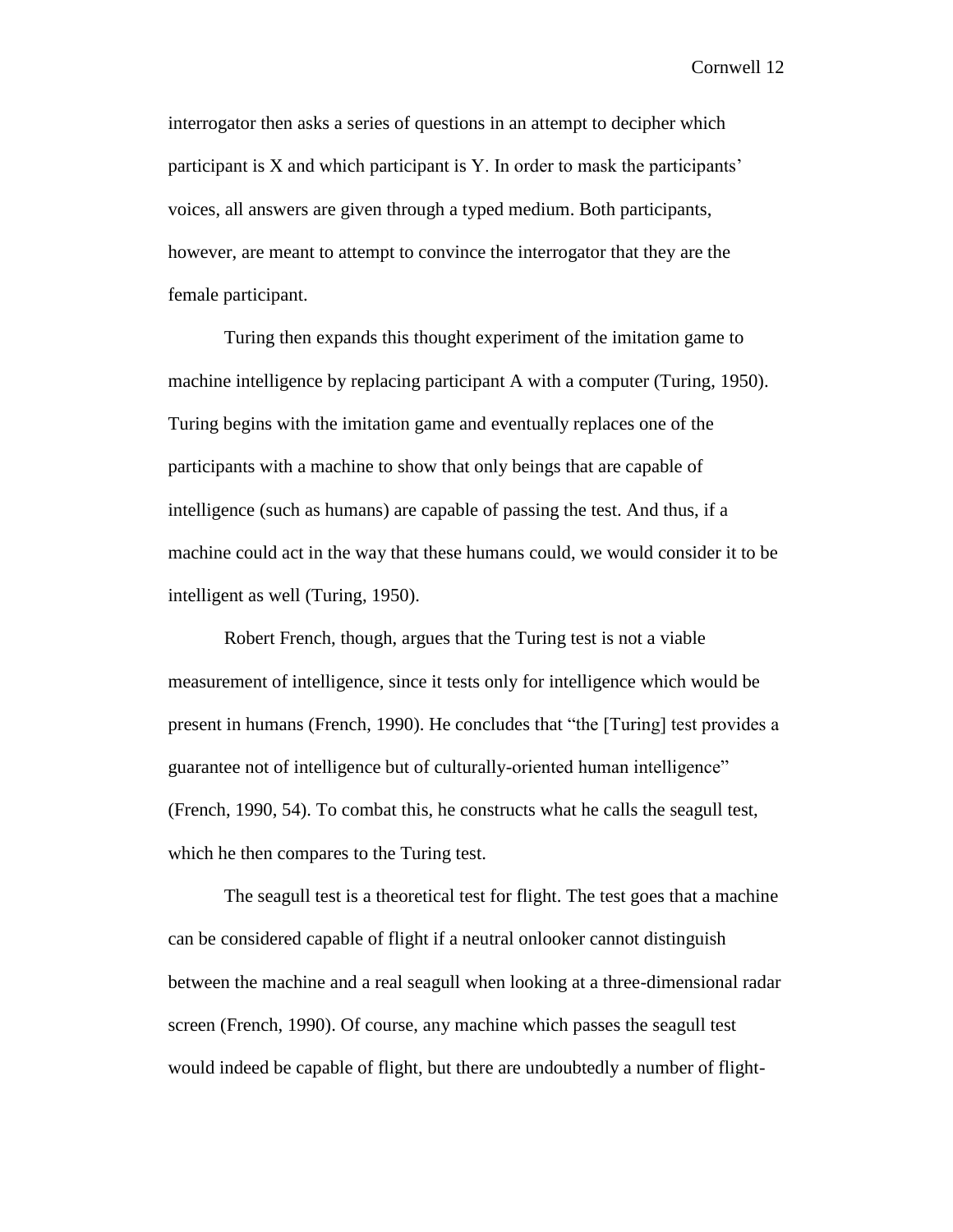interrogator then asks a series of questions in an attempt to decipher which participant is X and which participant is Y. In order to mask the participants' voices, all answers are given through a typed medium. Both participants, however, are meant to attempt to convince the interrogator that they are the female participant.

Turing then expands this thought experiment of the imitation game to machine intelligence by replacing participant A with a computer (Turing, 1950). Turing begins with the imitation game and eventually replaces one of the participants with a machine to show that only beings that are capable of intelligence (such as humans) are capable of passing the test. And thus, if a machine could act in the way that these humans could, we would consider it to be intelligent as well (Turing, 1950).

Robert French, though, argues that the Turing test is not a viable measurement of intelligence, since it tests only for intelligence which would be present in humans (French, 1990). He concludes that "the [Turing] test provides a guarantee not of intelligence but of culturally-oriented human intelligence" (French, 1990, 54). To combat this, he constructs what he calls the seagull test, which he then compares to the Turing test.

The seagull test is a theoretical test for flight. The test goes that a machine can be considered capable of flight if a neutral onlooker cannot distinguish between the machine and a real seagull when looking at a three-dimensional radar screen (French, 1990). Of course, any machine which passes the seagull test would indeed be capable of flight, but there are undoubtedly a number of flight-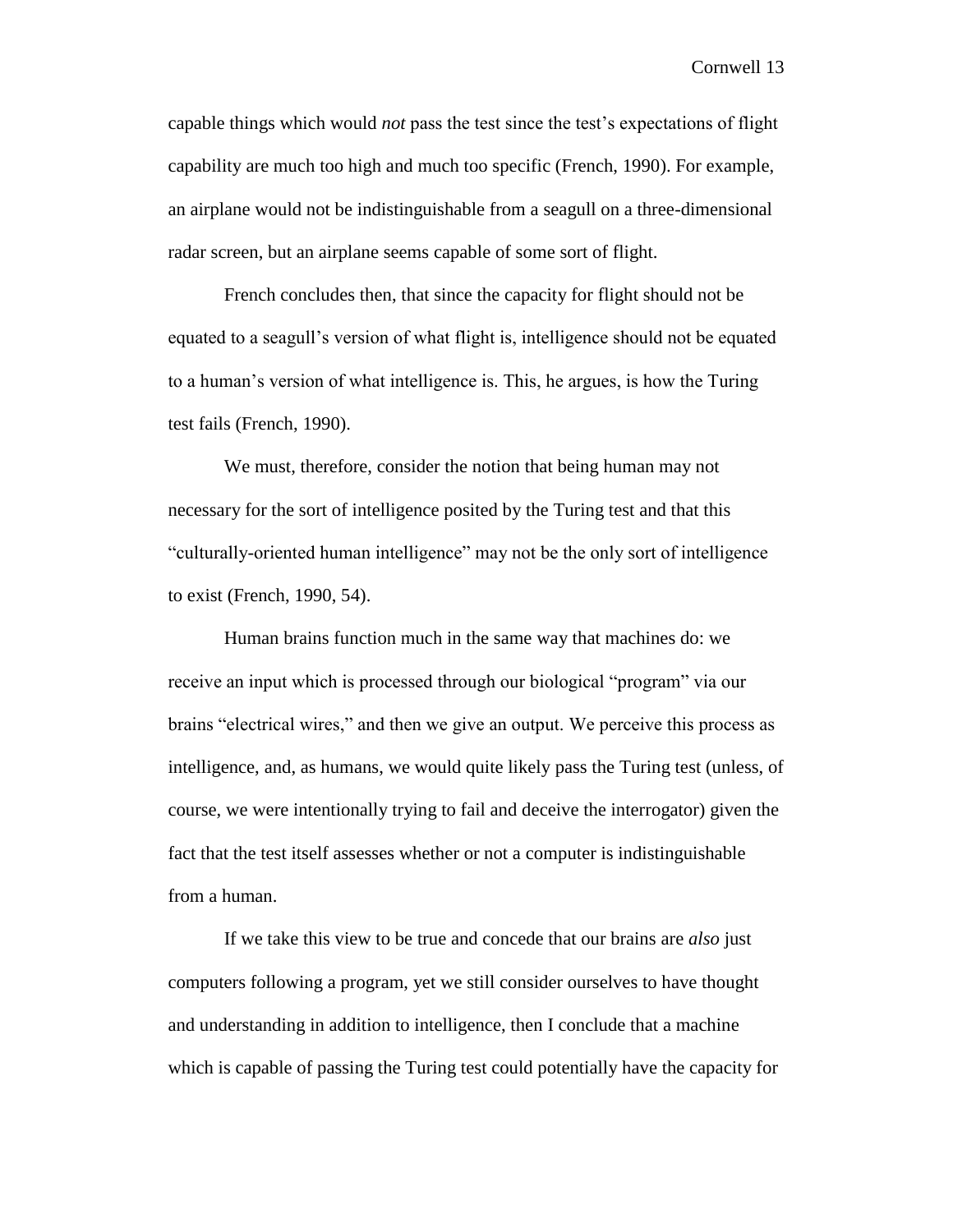capable things which would *not* pass the test since the test's expectations of flight capability are much too high and much too specific (French, 1990). For example, an airplane would not be indistinguishable from a seagull on a three-dimensional radar screen, but an airplane seems capable of some sort of flight.

French concludes then, that since the capacity for flight should not be equated to a seagull's version of what flight is, intelligence should not be equated to a human's version of what intelligence is. This, he argues, is how the Turing test fails (French, 1990).

We must, therefore, consider the notion that being human may not necessary for the sort of intelligence posited by the Turing test and that this "culturally-oriented human intelligence" may not be the only sort of intelligence to exist (French, 1990, 54).

Human brains function much in the same way that machines do: we receive an input which is processed through our biological "program" via our brains "electrical wires," and then we give an output. We perceive this process as intelligence, and, as humans, we would quite likely pass the Turing test (unless, of course, we were intentionally trying to fail and deceive the interrogator) given the fact that the test itself assesses whether or not a computer is indistinguishable from a human.

If we take this view to be true and concede that our brains are *also* just computers following a program, yet we still consider ourselves to have thought and understanding in addition to intelligence, then I conclude that a machine which is capable of passing the Turing test could potentially have the capacity for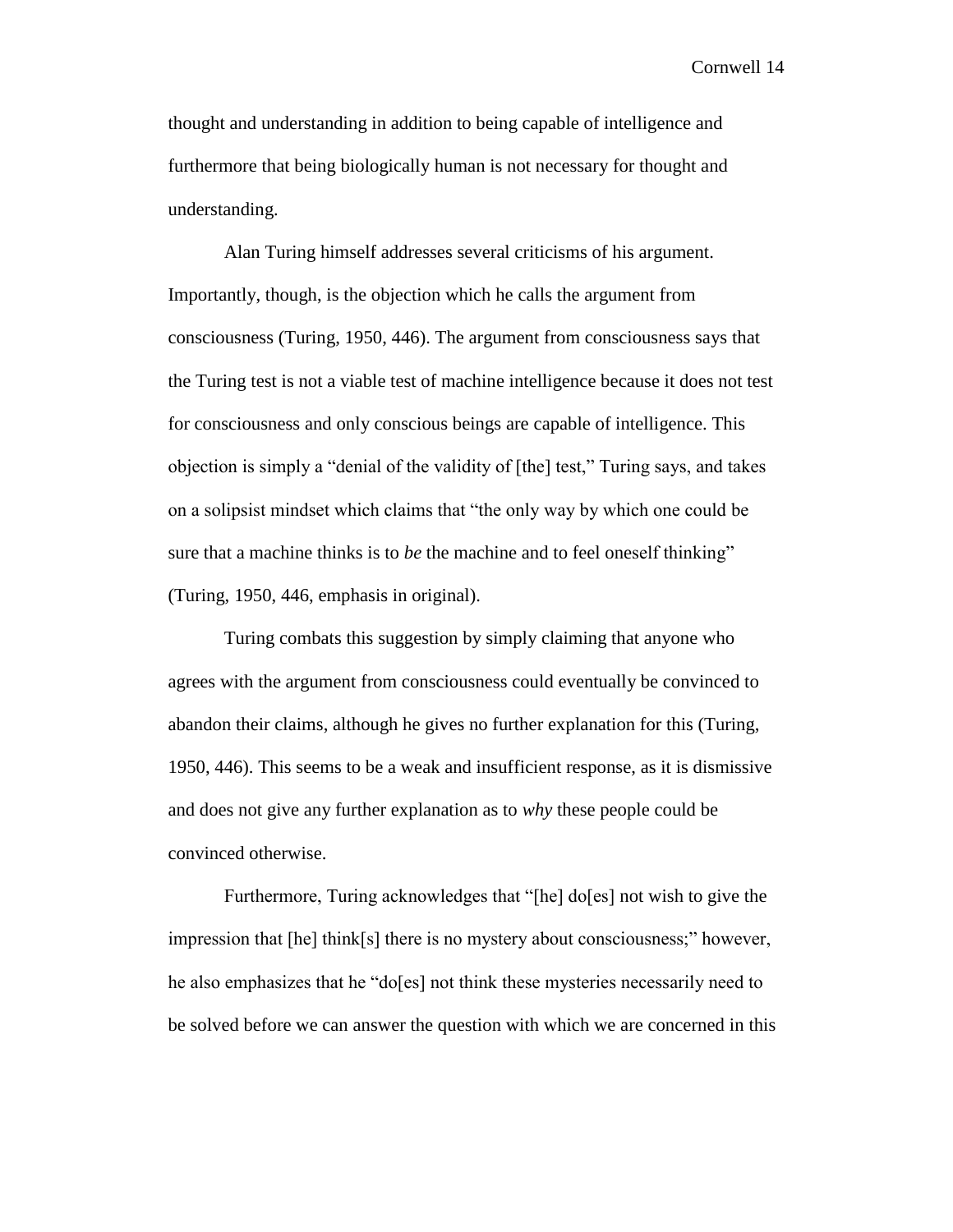thought and understanding in addition to being capable of intelligence and furthermore that being biologically human is not necessary for thought and understanding.

Alan Turing himself addresses several criticisms of his argument. Importantly, though, is the objection which he calls the argument from consciousness (Turing, 1950, 446). The argument from consciousness says that the Turing test is not a viable test of machine intelligence because it does not test for consciousness and only conscious beings are capable of intelligence. This objection is simply a "denial of the validity of [the] test," Turing says, and takes on a solipsist mindset which claims that "the only way by which one could be sure that a machine thinks is to *be* the machine and to feel oneself thinking" (Turing, 1950, 446, emphasis in original).

Turing combats this suggestion by simply claiming that anyone who agrees with the argument from consciousness could eventually be convinced to abandon their claims, although he gives no further explanation for this (Turing, 1950, 446). This seems to be a weak and insufficient response, as it is dismissive and does not give any further explanation as to *why* these people could be convinced otherwise.

Furthermore, Turing acknowledges that "[he] do[es] not wish to give the impression that [he] think[s] there is no mystery about consciousness;" however, he also emphasizes that he "do[es] not think these mysteries necessarily need to be solved before we can answer the question with which we are concerned in this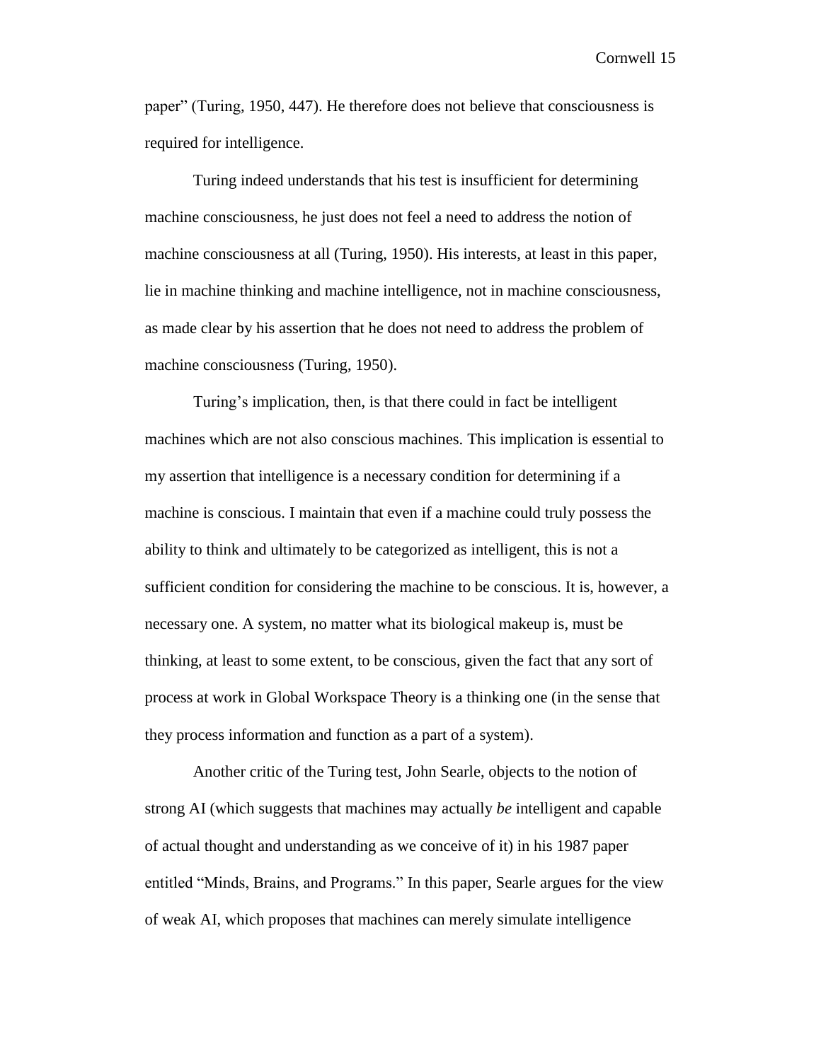paper" (Turing, 1950, 447). He therefore does not believe that consciousness is required for intelligence.

Turing indeed understands that his test is insufficient for determining machine consciousness, he just does not feel a need to address the notion of machine consciousness at all (Turing, 1950). His interests, at least in this paper, lie in machine thinking and machine intelligence, not in machine consciousness, as made clear by his assertion that he does not need to address the problem of machine consciousness (Turing, 1950).

Turing's implication, then, is that there could in fact be intelligent machines which are not also conscious machines. This implication is essential to my assertion that intelligence is a necessary condition for determining if a machine is conscious. I maintain that even if a machine could truly possess the ability to think and ultimately to be categorized as intelligent, this is not a sufficient condition for considering the machine to be conscious. It is, however, a necessary one. A system, no matter what its biological makeup is, must be thinking, at least to some extent, to be conscious, given the fact that any sort of process at work in Global Workspace Theory is a thinking one (in the sense that they process information and function as a part of a system).

Another critic of the Turing test, John Searle, objects to the notion of strong AI (which suggests that machines may actually *be* intelligent and capable of actual thought and understanding as we conceive of it) in his 1987 paper entitled "Minds, Brains, and Programs." In this paper, Searle argues for the view of weak AI, which proposes that machines can merely simulate intelligence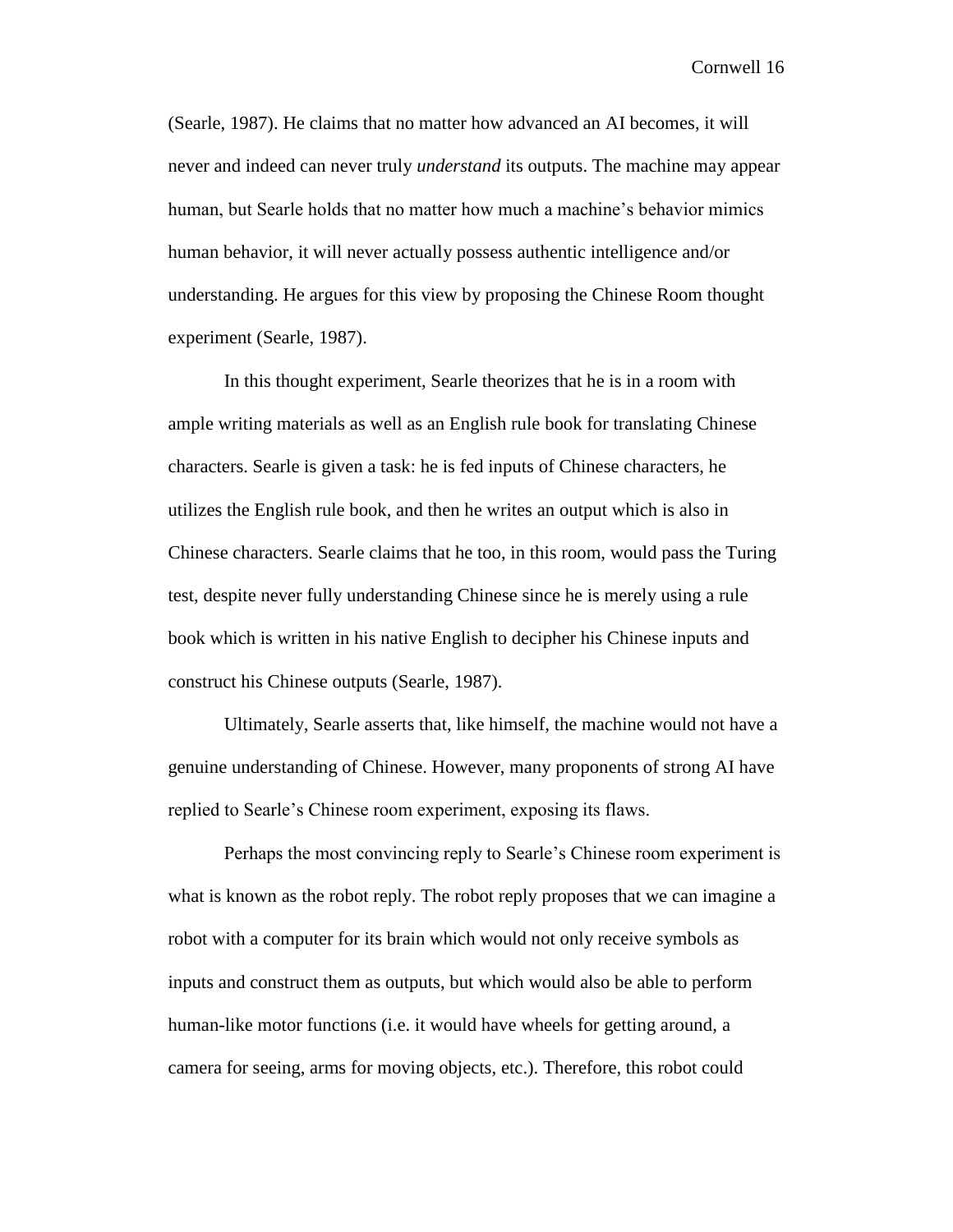(Searle, 1987). He claims that no matter how advanced an AI becomes, it will never and indeed can never truly *understand* its outputs. The machine may appear human, but Searle holds that no matter how much a machine's behavior mimics human behavior, it will never actually possess authentic intelligence and/or understanding. He argues for this view by proposing the Chinese Room thought experiment (Searle, 1987).

In this thought experiment, Searle theorizes that he is in a room with ample writing materials as well as an English rule book for translating Chinese characters. Searle is given a task: he is fed inputs of Chinese characters, he utilizes the English rule book, and then he writes an output which is also in Chinese characters. Searle claims that he too, in this room, would pass the Turing test, despite never fully understanding Chinese since he is merely using a rule book which is written in his native English to decipher his Chinese inputs and construct his Chinese outputs (Searle, 1987).

Ultimately, Searle asserts that, like himself, the machine would not have a genuine understanding of Chinese. However, many proponents of strong AI have replied to Searle's Chinese room experiment, exposing its flaws.

Perhaps the most convincing reply to Searle's Chinese room experiment is what is known as the robot reply. The robot reply proposes that we can imagine a robot with a computer for its brain which would not only receive symbols as inputs and construct them as outputs, but which would also be able to perform human-like motor functions (i.e. it would have wheels for getting around, a camera for seeing, arms for moving objects, etc.). Therefore, this robot could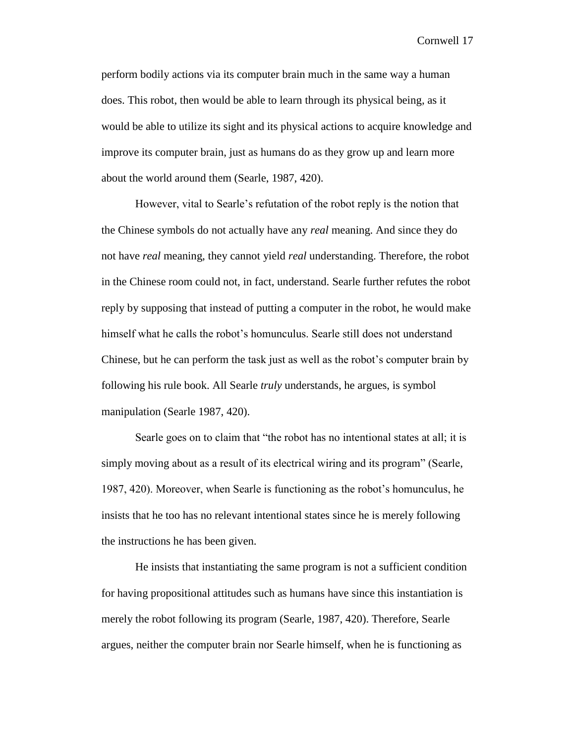perform bodily actions via its computer brain much in the same way a human does. This robot, then would be able to learn through its physical being, as it would be able to utilize its sight and its physical actions to acquire knowledge and improve its computer brain, just as humans do as they grow up and learn more about the world around them (Searle, 1987, 420).

However, vital to Searle's refutation of the robot reply is the notion that the Chinese symbols do not actually have any *real* meaning. And since they do not have *real* meaning, they cannot yield *real* understanding. Therefore, the robot in the Chinese room could not, in fact, understand. Searle further refutes the robot reply by supposing that instead of putting a computer in the robot, he would make himself what he calls the robot's homunculus. Searle still does not understand Chinese, but he can perform the task just as well as the robot's computer brain by following his rule book. All Searle *truly* understands, he argues, is symbol manipulation (Searle 1987, 420).

Searle goes on to claim that "the robot has no intentional states at all; it is simply moving about as a result of its electrical wiring and its program" (Searle, 1987, 420). Moreover, when Searle is functioning as the robot's homunculus, he insists that he too has no relevant intentional states since he is merely following the instructions he has been given.

He insists that instantiating the same program is not a sufficient condition for having propositional attitudes such as humans have since this instantiation is merely the robot following its program (Searle, 1987, 420). Therefore, Searle argues, neither the computer brain nor Searle himself, when he is functioning as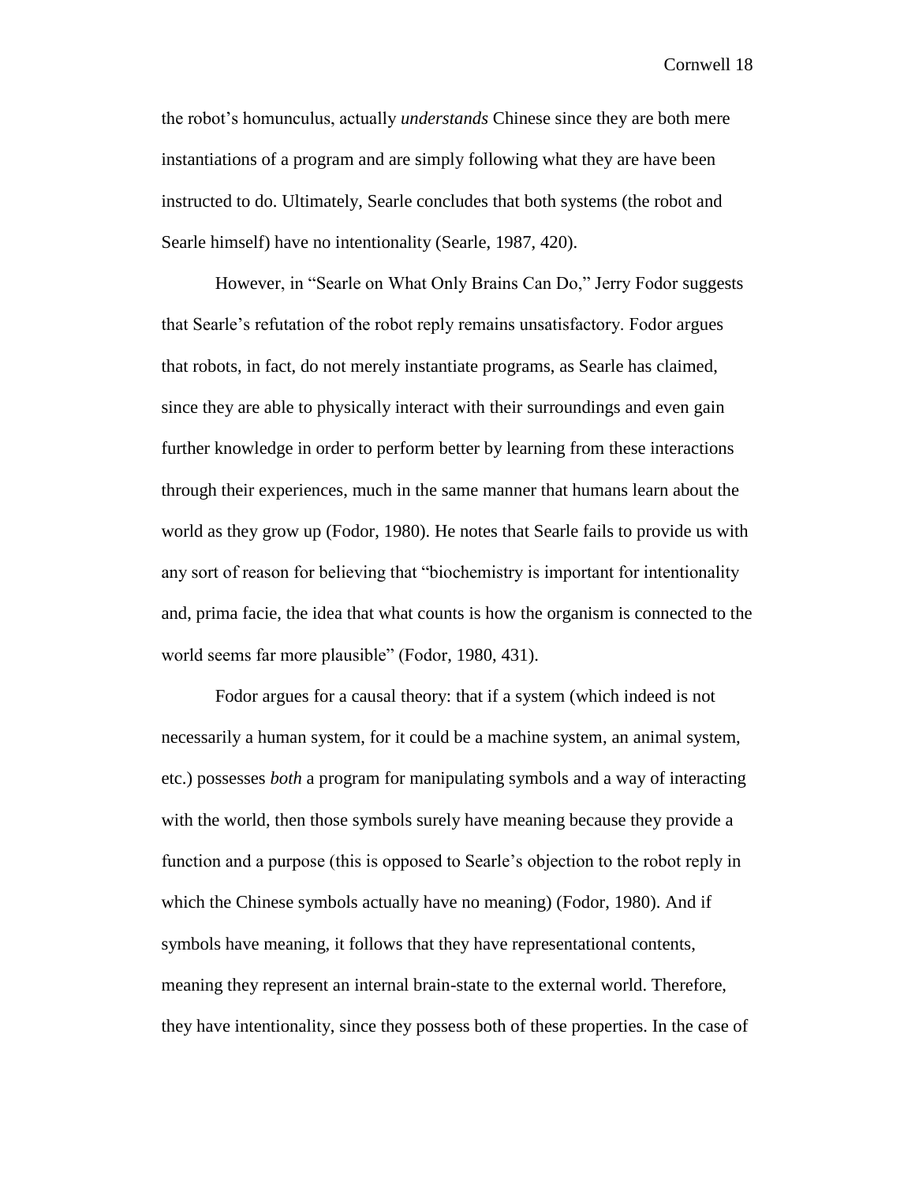the robot's homunculus, actually *understands* Chinese since they are both mere instantiations of a program and are simply following what they are have been instructed to do. Ultimately, Searle concludes that both systems (the robot and Searle himself) have no intentionality (Searle, 1987, 420).

However, in "Searle on What Only Brains Can Do," Jerry Fodor suggests that Searle's refutation of the robot reply remains unsatisfactory. Fodor argues that robots, in fact, do not merely instantiate programs, as Searle has claimed, since they are able to physically interact with their surroundings and even gain further knowledge in order to perform better by learning from these interactions through their experiences, much in the same manner that humans learn about the world as they grow up (Fodor, 1980). He notes that Searle fails to provide us with any sort of reason for believing that "biochemistry is important for intentionality and, prima facie, the idea that what counts is how the organism is connected to the world seems far more plausible" (Fodor, 1980, 431).

Fodor argues for a causal theory: that if a system (which indeed is not necessarily a human system, for it could be a machine system, an animal system, etc.) possesses *both* a program for manipulating symbols and a way of interacting with the world, then those symbols surely have meaning because they provide a function and a purpose (this is opposed to Searle's objection to the robot reply in which the Chinese symbols actually have no meaning) (Fodor, 1980). And if symbols have meaning, it follows that they have representational contents, meaning they represent an internal brain-state to the external world. Therefore, they have intentionality, since they possess both of these properties. In the case of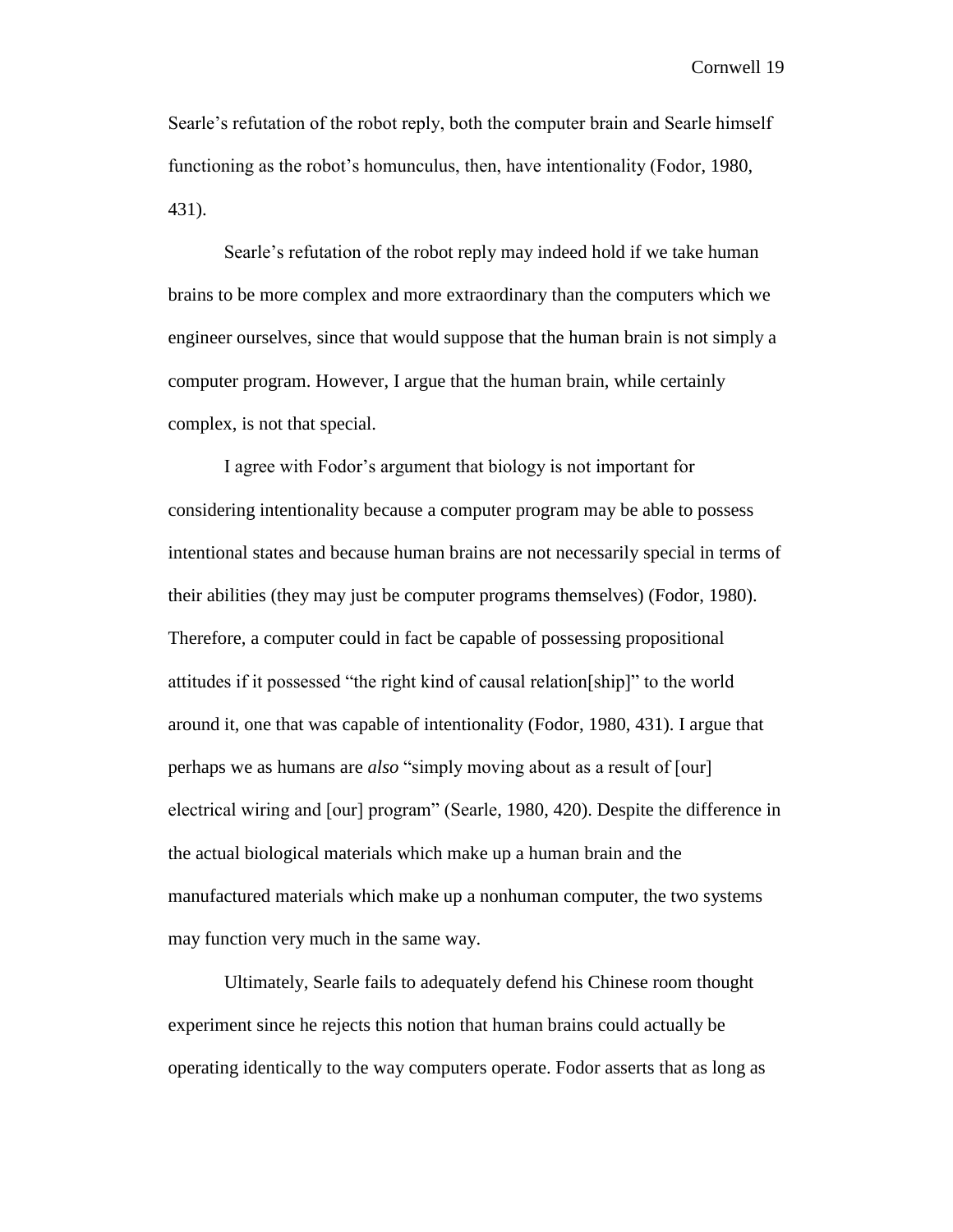Searle's refutation of the robot reply, both the computer brain and Searle himself functioning as the robot's homunculus, then, have intentionality (Fodor, 1980, 431).

Searle's refutation of the robot reply may indeed hold if we take human brains to be more complex and more extraordinary than the computers which we engineer ourselves, since that would suppose that the human brain is not simply a computer program. However, I argue that the human brain, while certainly complex, is not that special.

I agree with Fodor's argument that biology is not important for considering intentionality because a computer program may be able to possess intentional states and because human brains are not necessarily special in terms of their abilities (they may just be computer programs themselves) (Fodor, 1980). Therefore, a computer could in fact be capable of possessing propositional attitudes if it possessed "the right kind of causal relation[ship]" to the world around it, one that was capable of intentionality (Fodor, 1980, 431). I argue that perhaps we as humans are *also* "simply moving about as a result of [our] electrical wiring and [our] program" (Searle, 1980, 420). Despite the difference in the actual biological materials which make up a human brain and the manufactured materials which make up a nonhuman computer, the two systems may function very much in the same way.

Ultimately, Searle fails to adequately defend his Chinese room thought experiment since he rejects this notion that human brains could actually be operating identically to the way computers operate. Fodor asserts that as long as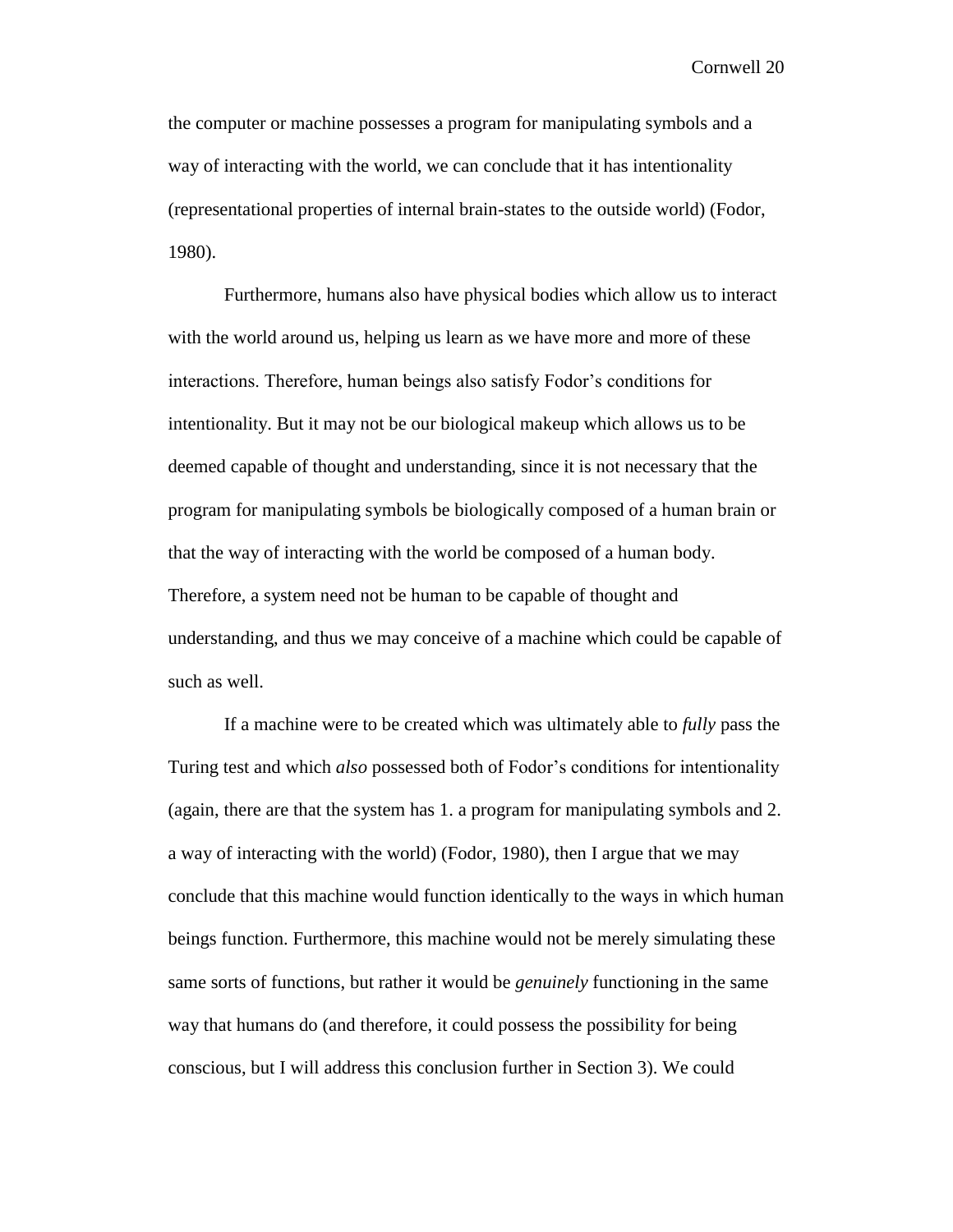the computer or machine possesses a program for manipulating symbols and a way of interacting with the world, we can conclude that it has intentionality (representational properties of internal brain-states to the outside world) (Fodor, 1980).

Furthermore, humans also have physical bodies which allow us to interact with the world around us, helping us learn as we have more and more of these interactions. Therefore, human beings also satisfy Fodor's conditions for intentionality. But it may not be our biological makeup which allows us to be deemed capable of thought and understanding, since it is not necessary that the program for manipulating symbols be biologically composed of a human brain or that the way of interacting with the world be composed of a human body. Therefore, a system need not be human to be capable of thought and understanding, and thus we may conceive of a machine which could be capable of such as well.

If a machine were to be created which was ultimately able to *fully* pass the Turing test and which *also* possessed both of Fodor's conditions for intentionality (again, there are that the system has 1. a program for manipulating symbols and 2. a way of interacting with the world) (Fodor, 1980), then I argue that we may conclude that this machine would function identically to the ways in which human beings function. Furthermore, this machine would not be merely simulating these same sorts of functions, but rather it would be *genuinely* functioning in the same way that humans do (and therefore, it could possess the possibility for being conscious, but I will address this conclusion further in Section 3). We could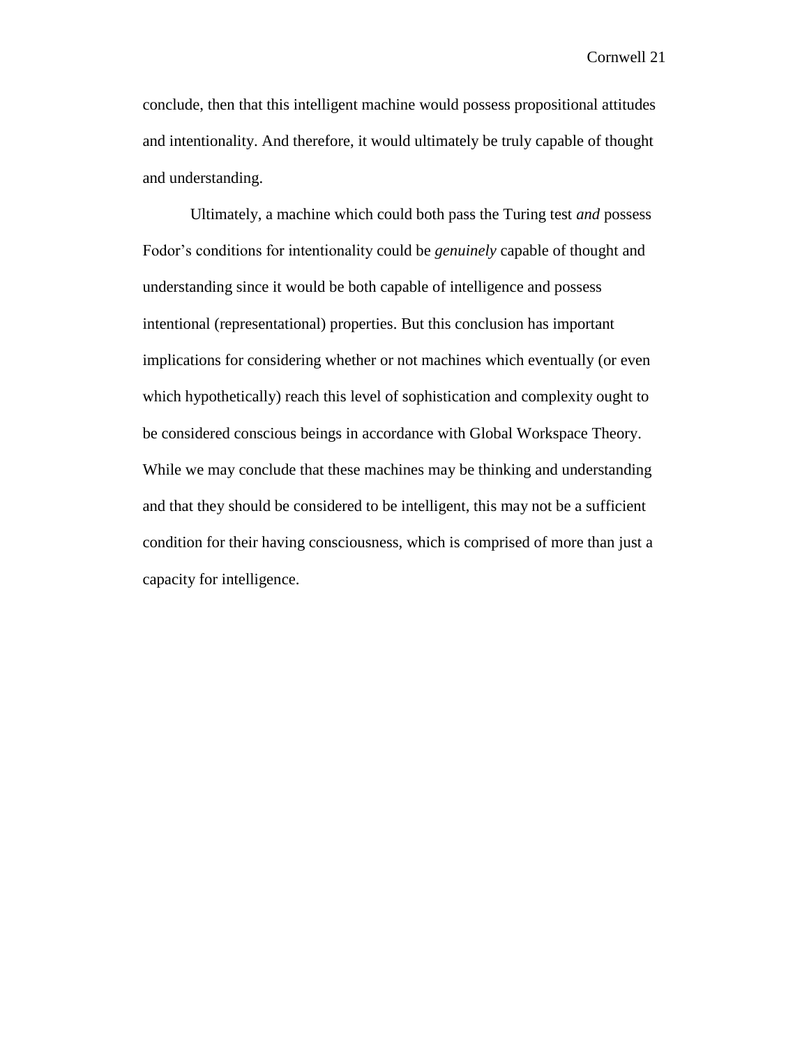conclude, then that this intelligent machine would possess propositional attitudes and intentionality. And therefore, it would ultimately be truly capable of thought and understanding.

Ultimately, a machine which could both pass the Turing test *and* possess Fodor's conditions for intentionality could be *genuinely* capable of thought and understanding since it would be both capable of intelligence and possess intentional (representational) properties. But this conclusion has important implications for considering whether or not machines which eventually (or even which hypothetically) reach this level of sophistication and complexity ought to be considered conscious beings in accordance with Global Workspace Theory. While we may conclude that these machines may be thinking and understanding and that they should be considered to be intelligent, this may not be a sufficient condition for their having consciousness, which is comprised of more than just a capacity for intelligence.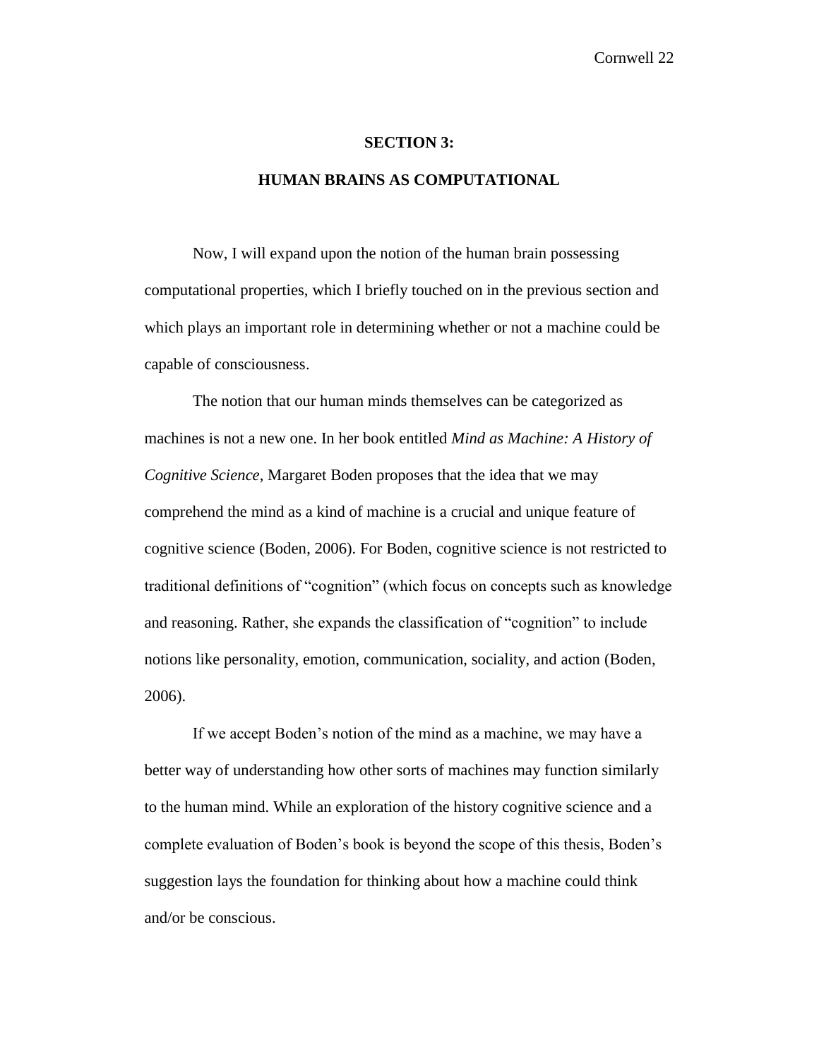## SECTION 3:

## HUMAN BRAINS AS COMPUTATIONAL

Now, I will expand upon the notion of the human brain possessing computational properties, which I briefly touched on in the previous section and which plays an important role in determining whether or not a machine could be capable of consciousness.

The notion that our human minds themselves can be categorized as machines is not a new one. In her book entitled *Mind as Machine: A History of Cognitive Science*, Margaret Boden proposes that the idea that we may comprehend the mind as a kind of machine is a crucial and unique feature of cognitive science (Boden, 2006). For Boden, cognitive science is not restricted to traditional definitions of "cognition" (which focus on concepts such as knowledge and reasoning. Rather, she expands the classification of "cognition" to include notions like personality, emotion, communication, sociality, and action (Boden, 2006).

If we accept Boden's notion of the mind as a machine, we may have a better way of understanding how other sorts of machines may function similarly to the human mind. While an exploration of the history cognitive science and a complete evaluation of Boden's book is beyond the scope of this thesis, Boden's suggestion lays the foundation for thinking about how a machine could think and/or be conscious.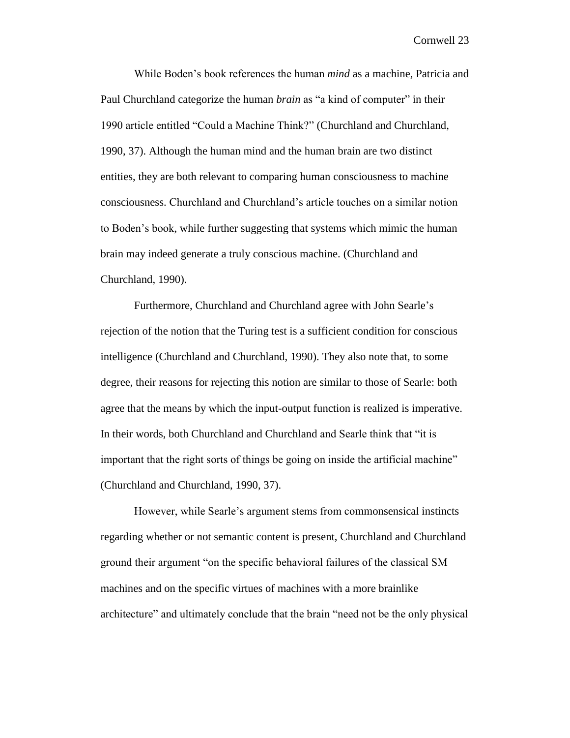While Boden's book references the human *mind* as a machine, Patricia and Paul Churchland categorize the human *brain* as "a kind of computer" in their 1990 article entitled "Could a Machine Think?" (Churchland and Churchland, 1990, 37). Although the human mind and the human brain are two distinct entities, they are both relevant to comparing human consciousness to machine consciousness. Churchland and Churchland's article touches on a similar notion to Boden's book, while further suggesting that systems which mimic the human brain may indeed generate a truly conscious machine. (Churchland and Churchland, 1990).

Furthermore, Churchland and Churchland agree with John Searle's rejection of the notion that the Turing test is a sufficient condition for conscious intelligence (Churchland and Churchland, 1990). They also note that, to some degree, their reasons for rejecting this notion are similar to those of Searle: both agree that the means by which the input-output function is realized is imperative. In their words, both Churchland and Churchland and Searle think that "it is important that the right sorts of things be going on inside the artificial machine" (Churchland and Churchland, 1990, 37).

However, while Searle's argument stems from commonsensical instincts regarding whether or not semantic content is present, Churchland and Churchland ground their argument "on the specific behavioral failures of the classical SM machines and on the specific virtues of machines with a more brainlike architecture" and ultimately conclude that the brain "need not be the only physical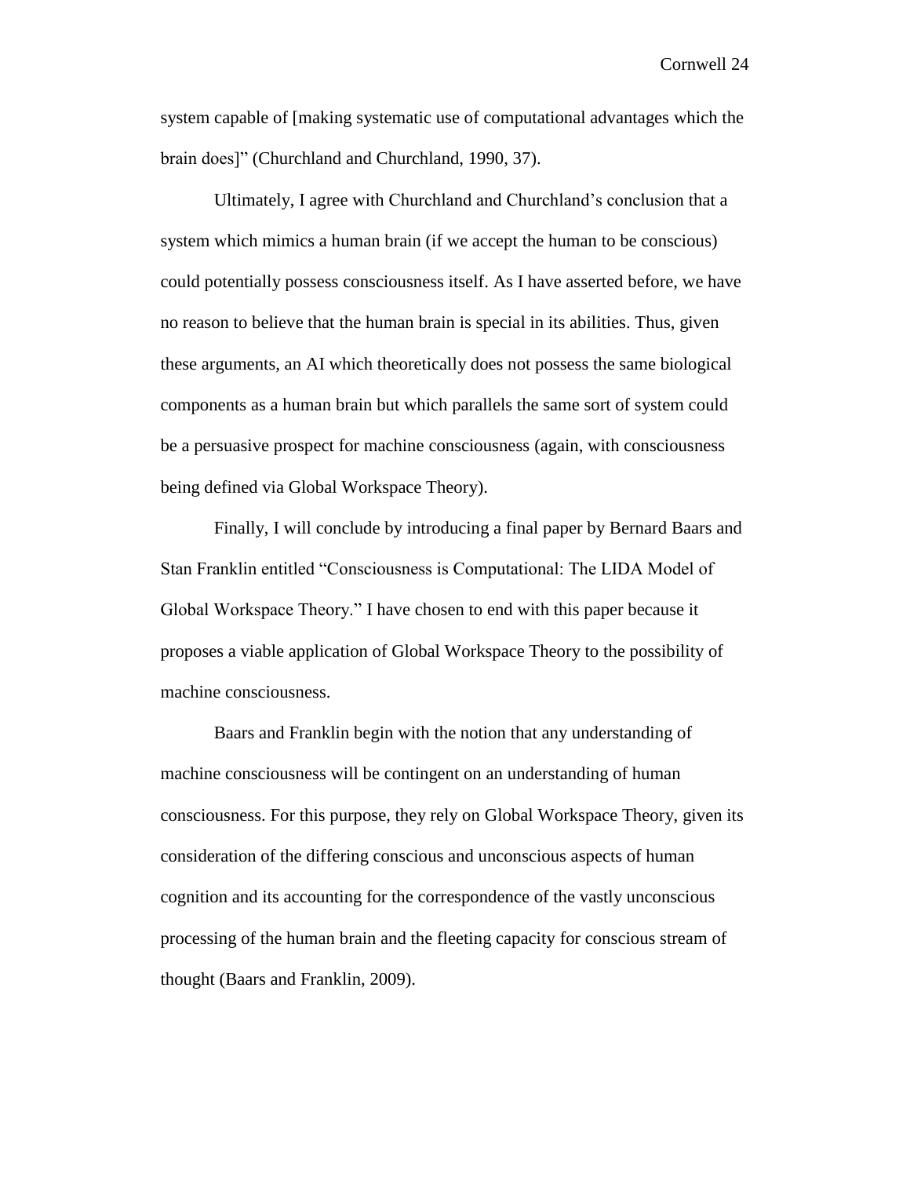system capable of [making systematic use of computational advantages which the brain does]" (Churchland and Churchland, 1990, 37).

Ultimately, I agree with Churchland and Churchland's conclusion that a system which mimics a human brain (if we accept the human to be conscious) could potentially possess consciousness itself. As I have asserted before, we have no reason to believe that the human brain is special in its abilities. Thus, given these arguments, an AI which theoretically does not possess the same biological components as a human brain but which parallels the same sort of system could be a persuasive prospect for machine consciousness (again, with consciousness being defined via Global Workspace Theory).

Finally, I will conclude by introducing a final paper by Bernard Baars and Stan Franklin entitled "Consciousness is Computational: The LIDA Model of Global Workspace Theory." I have chosen to end with this paper because it proposes a viable application of Global Workspace Theory to the possibility of machine consciousness.

Baars and Franklin begin with the notion that any understanding of machine consciousness will be contingent on an understanding of human consciousness. For this purpose, they rely on Global Workspace Theory, given its consideration of the differing conscious and unconscious aspects of human cognition and its accounting for the correspondence of the vastly unconscious processing of the human brain and the fleeting capacity for conscious stream of thought (Baars and Franklin, 2009).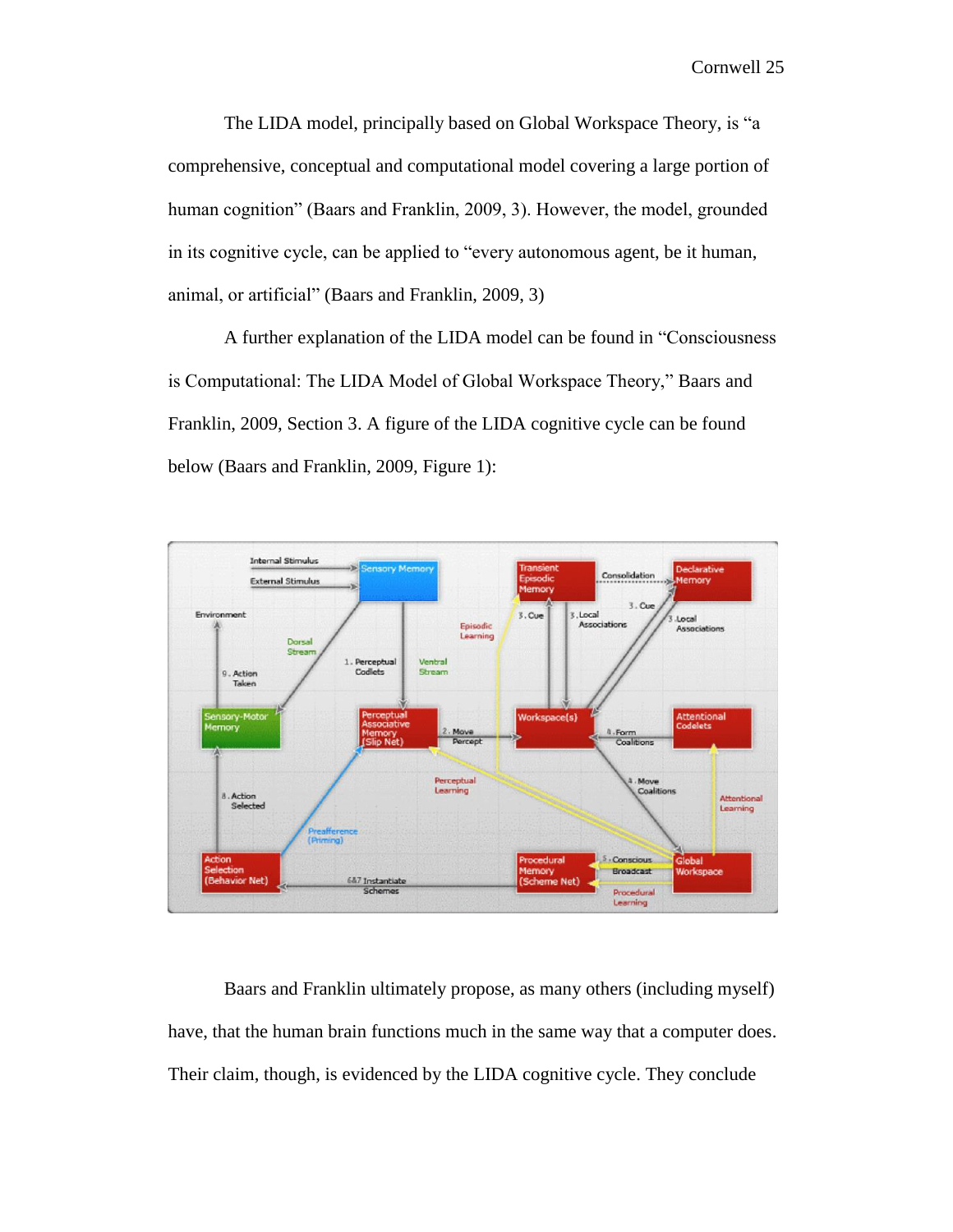The LIDA model, principally based on Global Workspace Theory, is "a comprehensive, conceptual and computational model covering a large portion of human cognition" (Baars and Franklin, 2009, 3). However, the model, grounded in its cognitive cycle, can be applied to "every autonomous agent, be it human, animal, or artificial" (Baars and Franklin, 2009, 3)

A further explanation of the LIDA model can be found in "Consciousness is Computational: The LIDA Model of Global Workspace Theory," Baars and Franklin, 2009, Section 3. A figure of the LIDA cognitive cycle can be found below (Baars and Franklin, 2009, Figure 1):

Baars and Franklin ultimately propose, as many others (including myself) have, that the human brain functions much in the same way that a computer does. Their claim, though, is evidenced by the LIDA cognitive cycle. They conclude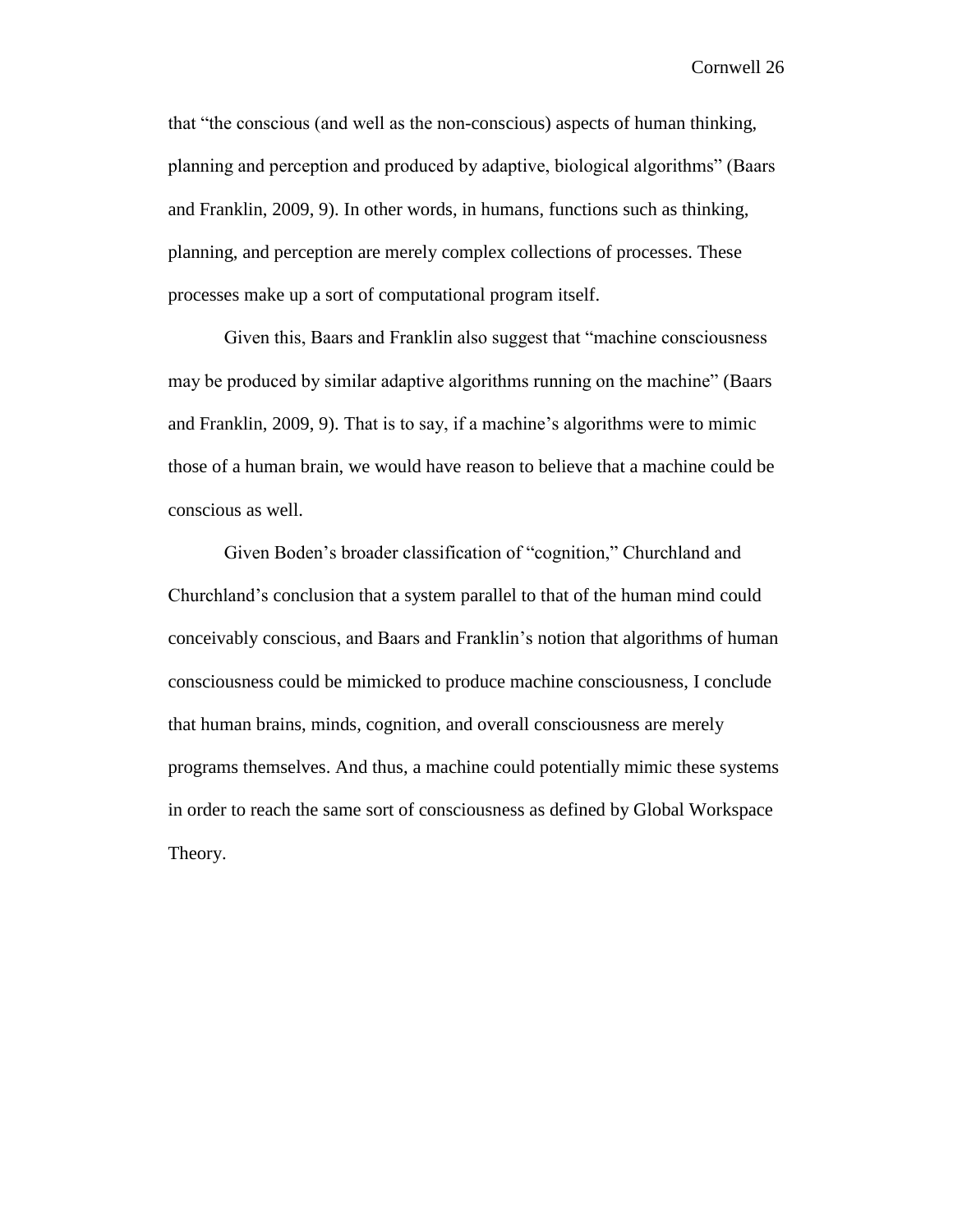that "the conscious (and well as the non-conscious) aspects of human thinking, planning and perception and produced by adaptive, biological algorithms" (Baars and Franklin, 2009, 9). In other words, in humans, functions such as thinking, planning, and perception are merely complex collections of processes. These processes make up a sort of computational program itself.

Given this, Baars and Franklin also suggest that "machine consciousness may be produced by similar adaptive algorithms running on the machine" (Baars and Franklin, 2009, 9). That is to say, if a machine's algorithms were to mimic those of a human brain, we would have reason to believe that a machine could be conscious as well.

Given Boden's broader classification of "cognition," Churchland and Churchland's conclusion that a system parallel to that of the human mind could conceivably conscious, and Baars and Franklin's notion that algorithms of human consciousness could be mimicked to produce machine consciousness, I conclude that human brains, minds, cognition, and overall consciousness are merely programs themselves. And thus, a machine could potentially mimic these systems in order to reach the same sort of consciousness as defined by Global Workspace Theory.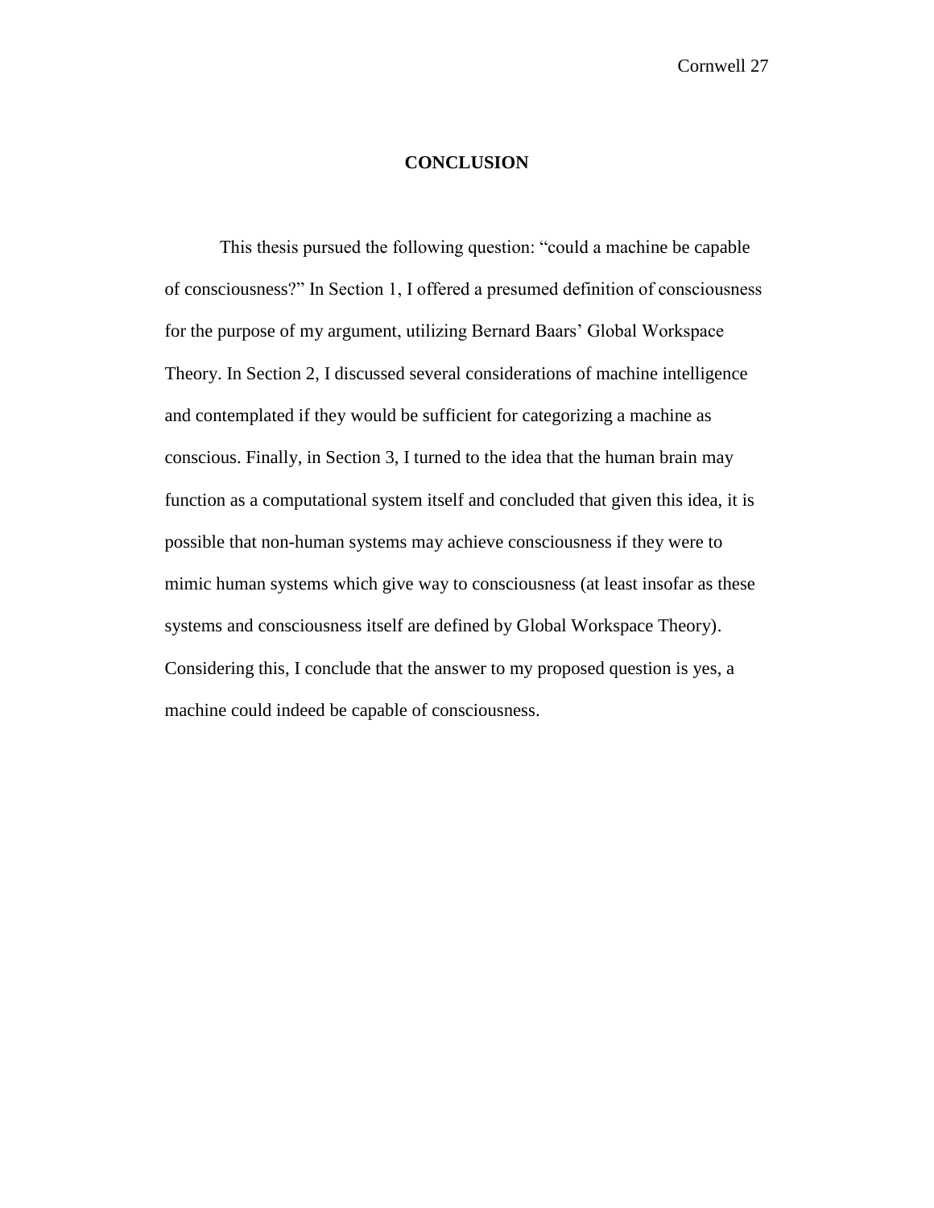# CONCLUSION

This thesis pursued the following question: "could a machine be capable of consciousness?" In Section 1, I offered a presumed definition of consciousness for the purpose of my argument, utilizing Bernard Baars' Global Workspace Theory. In Section 2, I discussed several considerations of machine intelligence and contemplated if they would be sufficient for categorizing a machine as conscious. Finally, in Section 3, I turned to the idea that the human brain may function as a computational system itself and concluded that given this idea, it is possible that non-human systems may achieve consciousness if they were to mimic human systems which give way to consciousness (at least insofar as these systems and consciousness itself are defined by Global Workspace Theory). Considering this, I conclude that the answer to my proposed question is yes, a machine could indeed be capable of consciousness.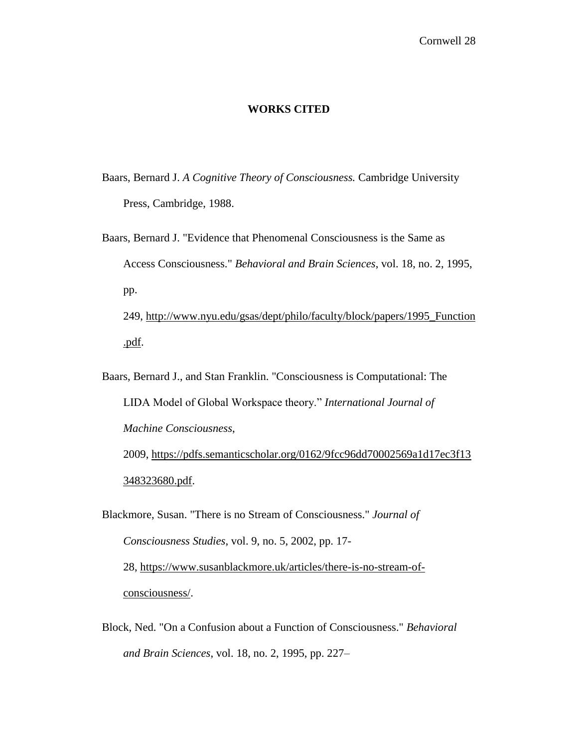# WORKS CITED

Baars, Bernard J. *A Cognitive Theory of Consciousness.* Cambridge University Press, Cambridge, 1988.

Baars, Bernard J. "Evidence that Phenomenal Consciousness is the Same as Access Consciousness." *Behavioral and Brain Sciences*, vol. 18, no. 2, 1995, pp. 249, http://www.nyu.edu/gsas/dept/philo/faculty/block/papers/1995_Function.pdf.

Baars, Bernard J., and Stan Franklin. "Consciousness is Computational: The LIDA Model of Global Workspace theory." *International Journal of Machine Consciousness*, 2009, https://pdfs.semanticscholar.org/0162/9fcc96dd70002569a1d17ec3f13348323680.pdf.

Blackmore, Susan. "There is no Stream of Consciousness." *Journal of Consciousness Studies*, vol. 9, no. 5, 2002, pp. 17-28, https://www.susanblackmore.uk/articles/there-is-no-stream-of-consciousness/.

Block, Ned. "On a Confusion about a Function of Consciousness." *Behavioral and Brain Sciences*, vol. 18, no. 2, 1995, pp. 227–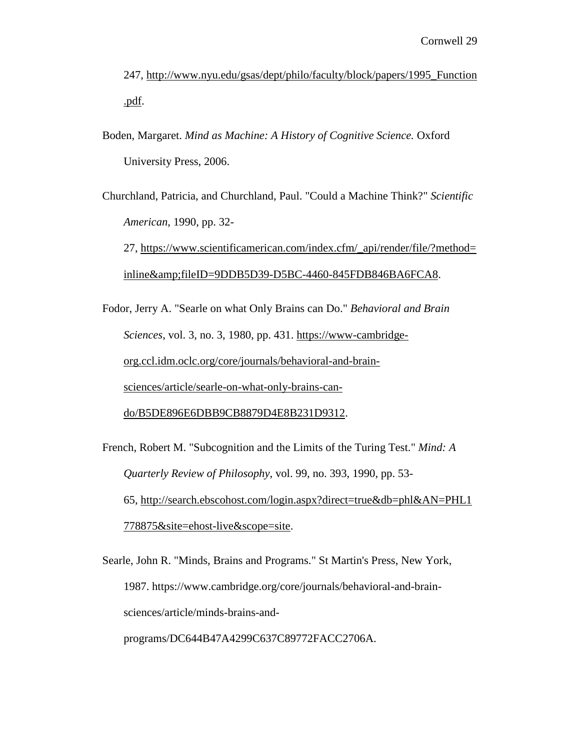247, http://www.nyu.edu/gsas/dept/philo/faculty/block/papers/1995_Function.pdf.

Boden, Margaret. *Mind as Machine: A History of Cognitive Science.* Oxford University Press, 2006.

Churchland, Patricia, and Churchland, Paul. "Could a Machine Think?" *Scientific American*, 1990, pp. 32-27, https://www.scientificamerican.com/index.cfm/_api/render/file/?method=inline&amp;fileID=9DDB5D39-D5BC-4460-845FDB846BA6FCA8.

Fodor, Jerry A. "Searle on what Only Brains can Do." *Behavioral and Brain Sciences*, vol. 3, no. 3, 1980, pp. 431. https://www-cambridge-org.ccl.idm.oclc.org/core/journals/behavioral-and-brain-sciences/article/searle-on-what-only-brains-can-do/B5DE896E6DBB9CB8879D4E8B231D9312.

French, Robert M. "Subcognition and the Limits of the Turing Test." *Mind: A Quarterly Review of Philosophy*, vol. 99, no. 393, 1990, pp. 53-65, http://search.ebscohost.com/login.aspx?direct=true&db=phl&AN=PHL1778875&site=ehost-live&scope=site.

Searle, John R. "Minds, Brains and Programs." St Martin's Press, New York, 1987. https://www.cambridge.org/core/journals/behavioral-and-brain-sciences/article/minds-brains-and-programs/DC644B47A4299C637C89772FACC2706A.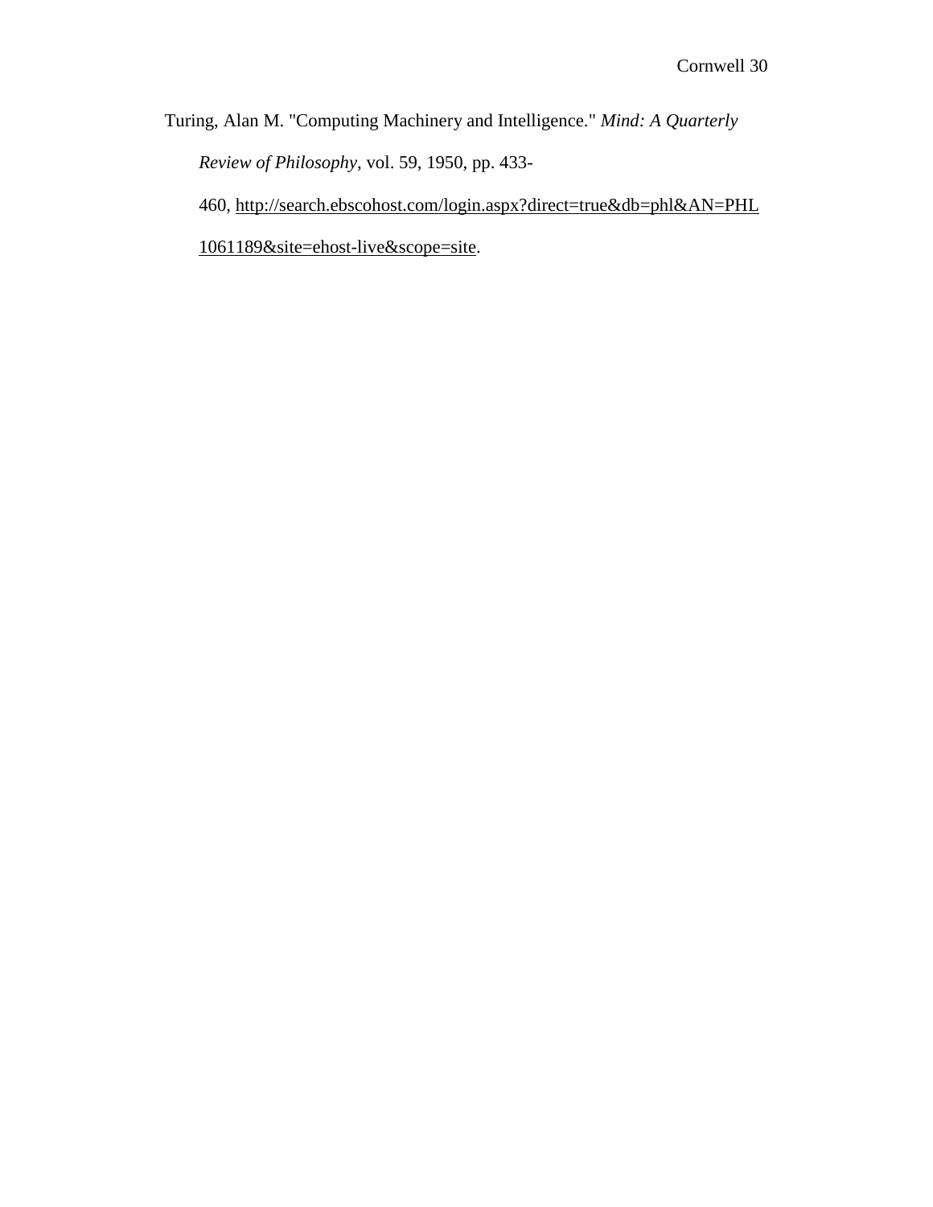Turing, Alan M. "Computing Machinery and Intelligence." *Mind: A Quarterly Review of Philosophy*, vol. 59, 1950, pp. 433-460, http://search.ebscohost.com/login.aspx?direct=true&db=phl&AN=PHL1061189&site=ehost-live&scope=site.